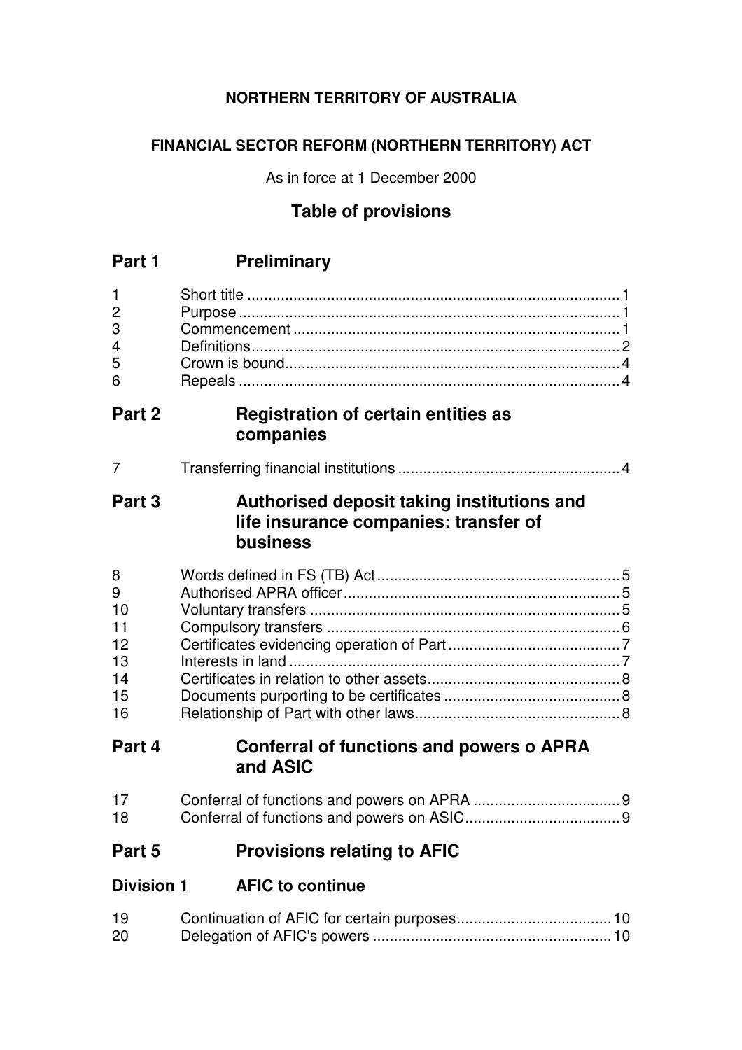**NORTHERN TERRITORY OF AUSTRALIA**

**FINANCIAL SECTOR REFORM (NORTHERN TERRITORY) ACT**

As in force at 1 December 2000

## Table of provisions

## Part 1 Preliminary

1 Short title ........ 1
2 Purpose ........ 1
3 Commencement ........ 1
4 Definitions ........ 2
5 Crown is bound ........ 4
6 Repeals ........ 4

## Part 2 Registration of certain entities as companies

7 Transferring financial institutions ........ 4

## Part 3 Authorised deposit taking institutions and life insurance companies: transfer of business

8 Words defined in FS (TB) Act ........ 5
9 Authorised APRA officer ........ 5
10 Voluntary transfers ........ 5
11 Compulsory transfers ........ 6
12 Certificates evidencing operation of Part ........ 7
13 Interests in land ........ 7
14 Certificates in relation to other assets ........ 8
15 Documents purporting to be certificates ........ 8
16 Relationship of Part with other laws ........ 8

## Part 4 Conferral of functions and powers o APRA and ASIC

17 Conferral of functions and powers on APRA ........ 9
18 Conferral of functions and powers on ASIC ........ 9

## Part 5 Provisions relating to AFIC

### Division 1 AFIC to continue

19 Continuation of AFIC for certain purposes ........ 10
20 Delegation of AFIC's powers ........ 10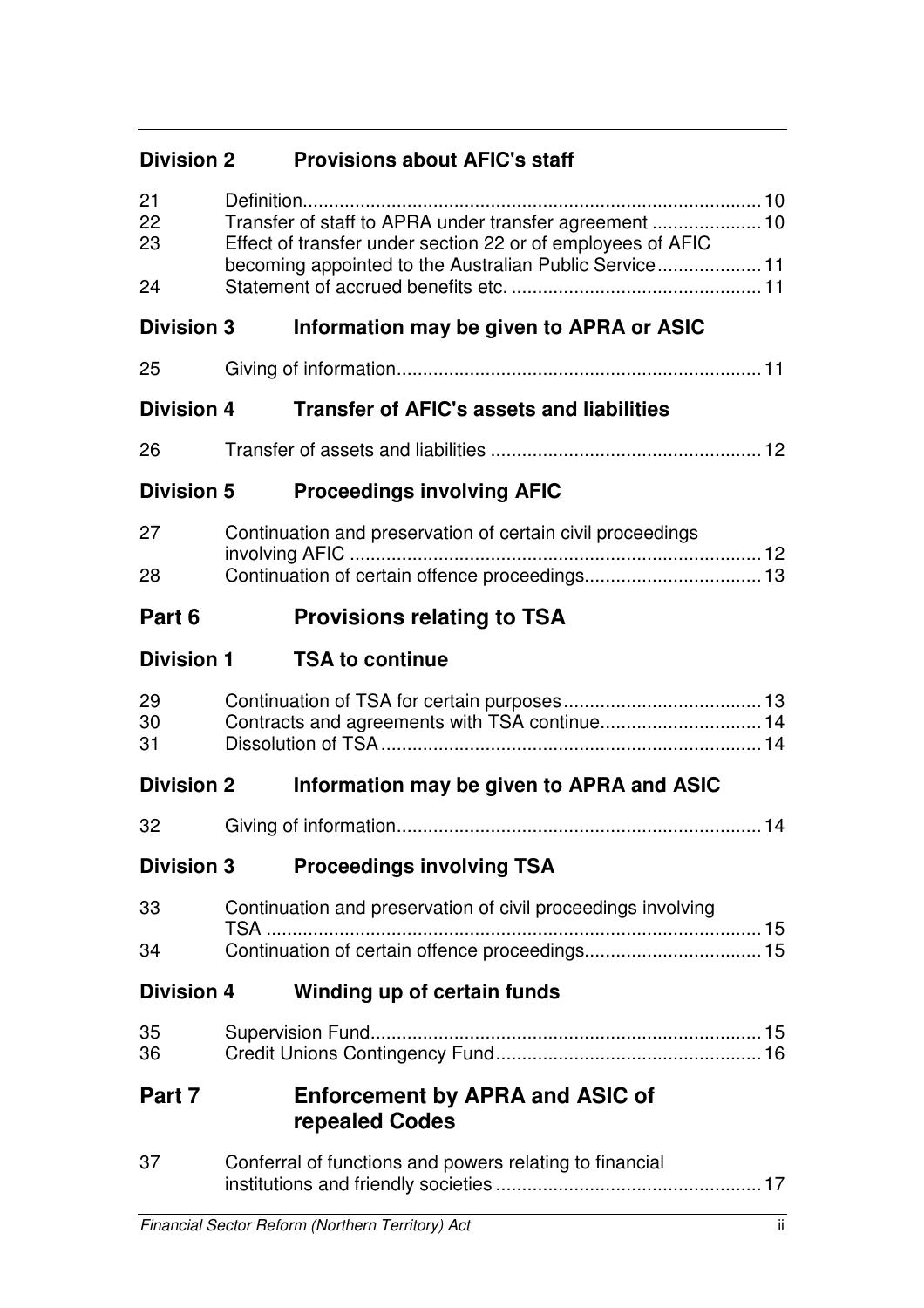### Division 2 Provisions about AFIC's staff

| | | |
|---|---|---|
| 21 | Definition | 10 |
| 22 | Transfer of staff to APRA under transfer agreement | 10 |
| 23 | Effect of transfer under section 22 or of employees of AFIC becoming appointed to the Australian Public Service | 11 |
| 24 | Statement of accrued benefits etc. | 11 |

### Division 3 Information may be given to APRA or ASIC

| | | |
|---|---|---|
| 25 | Giving of information | 11 |

### Division 4 Transfer of AFIC's assets and liabilities

| | | |
|---|---|---|
| 26 | Transfer of assets and liabilities | 12 |

### Division 5 Proceedings involving AFIC

| | | |
|---|---|---|
| 27 | Continuation and preservation of certain civil proceedings involving AFIC | 12 |
| 28 | Continuation of certain offence proceedings | 13 |

## Part 6 Provisions relating to TSA

### Division 1 TSA to continue

| | | |
|---|---|---|
| 29 | Continuation of TSA for certain purposes | 13 |
| 30 | Contracts and agreements with TSA continue | 14 |
| 31 | Dissolution of TSA | 14 |

### Division 2 Information may be given to APRA and ASIC

| | | |
|---|---|---|
| 32 | Giving of information | 14 |

### Division 3 Proceedings involving TSA

| | | |
|---|---|---|
| 33 | Continuation and preservation of civil proceedings involving TSA | 15 |
| 34 | Continuation of certain offence proceedings | 15 |

### Division 4 Winding up of certain funds

| | | |
|---|---|---|
| 35 | Supervision Fund | 15 |
| 36 | Credit Unions Contingency Fund | 16 |

## Part 7 Enforcement by APRA and ASIC of repealed Codes

| | | |
|---|---|---|
| 37 | Conferral of functions and powers relating to financial institutions and friendly societies | 17 |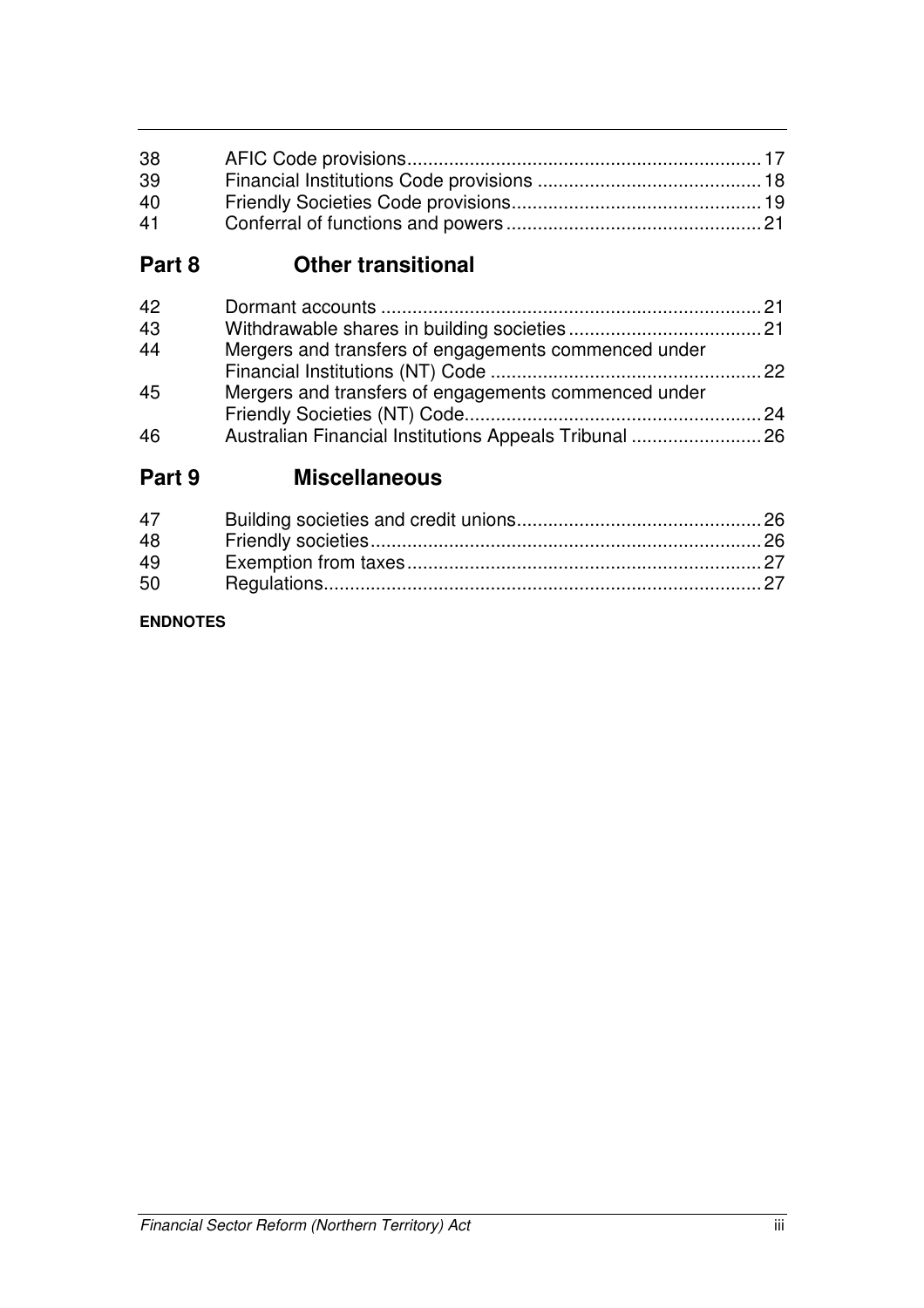| | | |
|---|---|---|
| 38 | AFIC Code provisions | 17 |
| 39 | Financial Institutions Code provisions | 18 |
| 40 | Friendly Societies Code provisions | 19 |
| 41 | Conferral of functions and powers | 21 |

## Part 8 Other transitional

| | | |
|---|---|---|
| 42 | Dormant accounts | 21 |
| 43 | Withdrawable shares in building societies | 21 |
| 44 | Mergers and transfers of engagements commenced under Financial Institutions (NT) Code | 22 |
| 45 | Mergers and transfers of engagements commenced under Friendly Societies (NT) Code | 24 |
| 46 | Australian Financial Institutions Appeals Tribunal | 26 |

## Part 9 Miscellaneous

| | | |
|---|---|---|
| 47 | Building societies and credit unions | 26 |
| 48 | Friendly societies | 26 |
| 49 | Exemption from taxes | 27 |
| 50 | Regulations | 27 |

**ENDNOTES**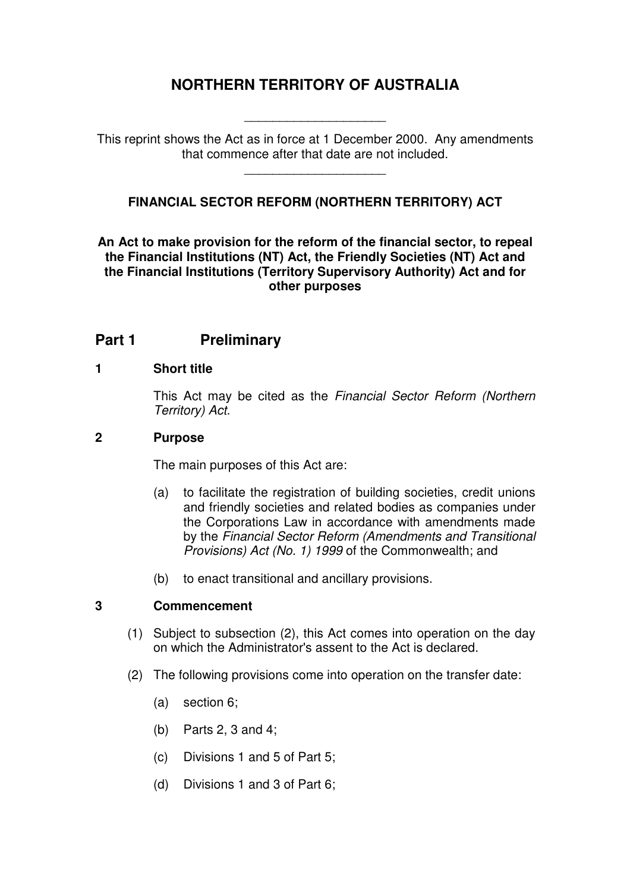# NORTHERN TERRITORY OF AUSTRALIA

---

This reprint shows the Act as in force at 1 December 2000. Any amendments that commence after that date are not included.

---

## FINANCIAL SECTOR REFORM (NORTHERN TERRITORY) ACT

**An Act to make provision for the reform of the financial sector, to repeal the Financial Institutions (NT) Act, the Friendly Societies (NT) Act and the Financial Institutions (Territory Supervisory Authority) Act and for other purposes**

## Part 1 Preliminary

### 1 Short title

This Act may be cited as the *Financial Sector Reform (Northern Territory) Act*.

### 2 Purpose

The main purposes of this Act are:

(a) to facilitate the registration of building societies, credit unions and friendly societies and related bodies as companies under the Corporations Law in accordance with amendments made by the *Financial Sector Reform (Amendments and Transitional Provisions) Act (No. 1) 1999* of the Commonwealth; and

(b) to enact transitional and ancillary provisions.

### 3 Commencement

(1) Subject to subsection (2), this Act comes into operation on the day on which the Administrator's assent to the Act is declared.

(2) The following provisions come into operation on the transfer date:

(a) section 6;

(b) Parts 2, 3 and 4;

(c) Divisions 1 and 5 of Part 5;

(d) Divisions 1 and 3 of Part 6;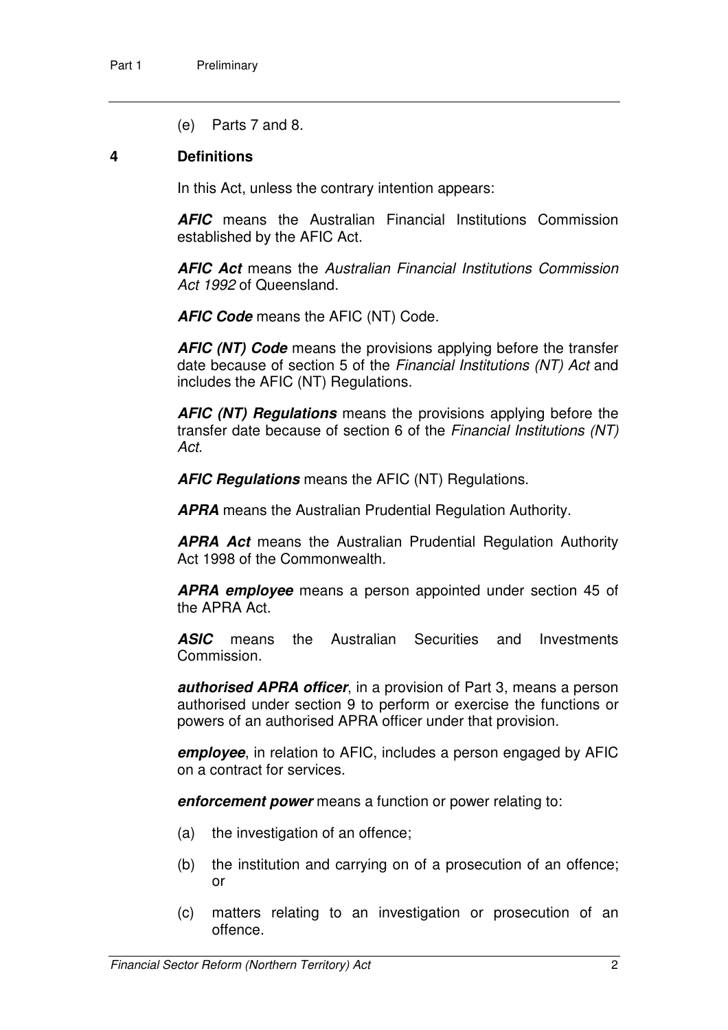(e) Parts 7 and 8.

## 4 Definitions

In this Act, unless the contrary intention appears:

***AFIC*** means the Australian Financial Institutions Commission established by the AFIC Act.

***AFIC Act*** means the *Australian Financial Institutions Commission Act 1992* of Queensland.

***AFIC Code*** means the AFIC (NT) Code.

***AFIC (NT) Code*** means the provisions applying before the transfer date because of section 5 of the *Financial Institutions (NT) Act* and includes the AFIC (NT) Regulations.

***AFIC (NT) Regulations*** means the provisions applying before the transfer date because of section 6 of the *Financial Institutions (NT) Act*.

***AFIC Regulations*** means the AFIC (NT) Regulations.

***APRA*** means the Australian Prudential Regulation Authority.

***APRA Act*** means the Australian Prudential Regulation Authority Act 1998 of the Commonwealth.

***APRA employee*** means a person appointed under section 45 of the APRA Act.

***ASIC*** means the Australian Securities and Investments Commission.

***authorised APRA officer***, in a provision of Part 3, means a person authorised under section 9 to perform or exercise the functions or powers of an authorised APRA officer under that provision.

***employee***, in relation to AFIC, includes a person engaged by AFIC on a contract for services.

***enforcement power*** means a function or power relating to:

(a) the investigation of an offence;

(b) the institution and carrying on of a prosecution of an offence; or

(c) matters relating to an investigation or prosecution of an offence.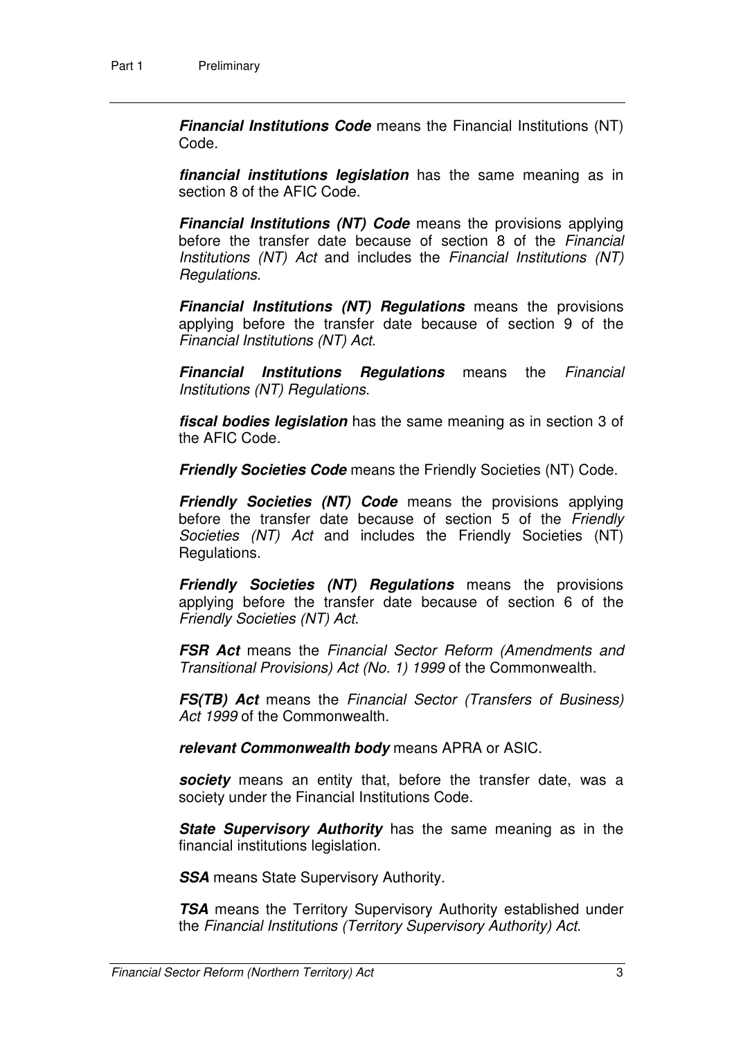***Financial Institutions Code*** means the Financial Institutions (NT) Code.

***financial institutions legislation*** has the same meaning as in section 8 of the AFIC Code.

***Financial Institutions (NT) Code*** means the provisions applying before the transfer date because of section 8 of the *Financial Institutions (NT) Act* and includes the *Financial Institutions (NT) Regulations*.

***Financial Institutions (NT) Regulations*** means the provisions applying before the transfer date because of section 9 of the *Financial Institutions (NT) Act*.

***Financial Institutions Regulations*** means the *Financial Institutions (NT) Regulations*.

***fiscal bodies legislation*** has the same meaning as in section 3 of the AFIC Code.

***Friendly Societies Code*** means the Friendly Societies (NT) Code.

***Friendly Societies (NT) Code*** means the provisions applying before the transfer date because of section 5 of the *Friendly Societies (NT) Act* and includes the Friendly Societies (NT) Regulations.

***Friendly Societies (NT) Regulations*** means the provisions applying before the transfer date because of section 6 of the *Friendly Societies (NT) Act*.

***FSR Act*** means the *Financial Sector Reform (Amendments and Transitional Provisions) Act (No. 1) 1999* of the Commonwealth.

***FS(TB) Act*** means the *Financial Sector (Transfers of Business) Act 1999* of the Commonwealth.

***relevant Commonwealth body*** means APRA or ASIC.

***society*** means an entity that, before the transfer date, was a society under the Financial Institutions Code.

***State Supervisory Authority*** has the same meaning as in the financial institutions legislation.

***SSA*** means State Supervisory Authority.

***TSA*** means the Territory Supervisory Authority established under the *Financial Institutions (Territory Supervisory Authority) Act*.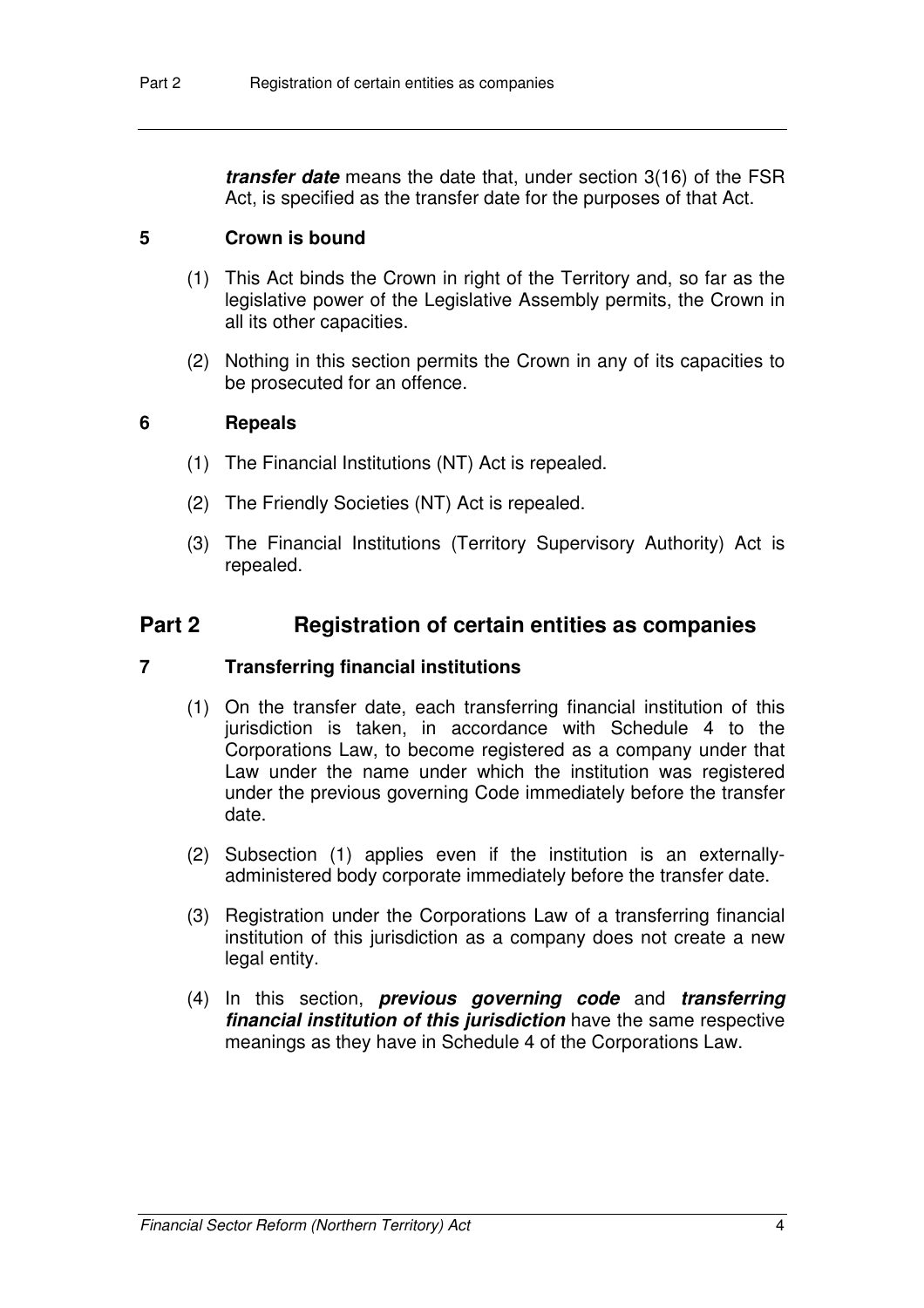***transfer date*** means the date that, under section 3(16) of the FSR Act, is specified as the transfer date for the purposes of that Act.

### 5 Crown is bound

(1) This Act binds the Crown in right of the Territory and, so far as the legislative power of the Legislative Assembly permits, the Crown in all its other capacities.

(2) Nothing in this section permits the Crown in any of its capacities to be prosecuted for an offence.

### 6 Repeals

(1) The Financial Institutions (NT) Act is repealed.

(2) The Friendly Societies (NT) Act is repealed.

(3) The Financial Institutions (Territory Supervisory Authority) Act is repealed.

## Part 2 Registration of certain entities as companies

### 7 Transferring financial institutions

(1) On the transfer date, each transferring financial institution of this jurisdiction is taken, in accordance with Schedule 4 to the Corporations Law, to become registered as a company under that Law under the name under which the institution was registered under the previous governing Code immediately before the transfer date.

(2) Subsection (1) applies even if the institution is an externally-administered body corporate immediately before the transfer date.

(3) Registration under the Corporations Law of a transferring financial institution of this jurisdiction as a company does not create a new legal entity.

(4) In this section, ***previous governing code*** and ***transferring financial institution of this jurisdiction*** have the same respective meanings as they have in Schedule 4 of the Corporations Law.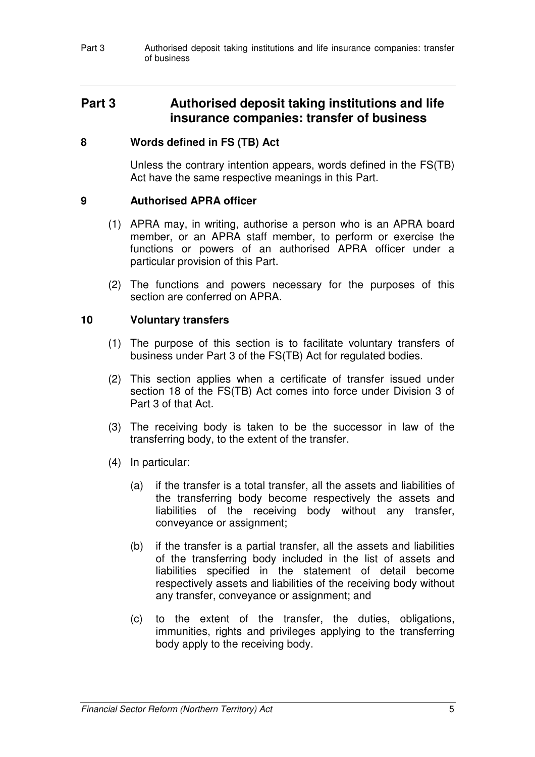# Part 3 Authorised deposit taking institutions and life insurance companies: transfer of business

## 8 Words defined in FS (TB) Act

Unless the contrary intention appears, words defined in the FS(TB) Act have the same respective meanings in this Part.

## 9 Authorised APRA officer

(1) APRA may, in writing, authorise a person who is an APRA board member, or an APRA staff member, to perform or exercise the functions or powers of an authorised APRA officer under a particular provision of this Part.

(2) The functions and powers necessary for the purposes of this section are conferred on APRA.

## 10 Voluntary transfers

(1) The purpose of this section is to facilitate voluntary transfers of business under Part 3 of the FS(TB) Act for regulated bodies.

(2) This section applies when a certificate of transfer issued under section 18 of the FS(TB) Act comes into force under Division 3 of Part 3 of that Act.

(3) The receiving body is taken to be the successor in law of the transferring body, to the extent of the transfer.

(4) In particular:

(a) if the transfer is a total transfer, all the assets and liabilities of the transferring body become respectively the assets and liabilities of the receiving body without any transfer, conveyance or assignment;

(b) if the transfer is a partial transfer, all the assets and liabilities of the transferring body included in the list of assets and liabilities specified in the statement of detail become respectively assets and liabilities of the receiving body without any transfer, conveyance or assignment; and

(c) to the extent of the transfer, the duties, obligations, immunities, rights and privileges applying to the transferring body apply to the receiving body.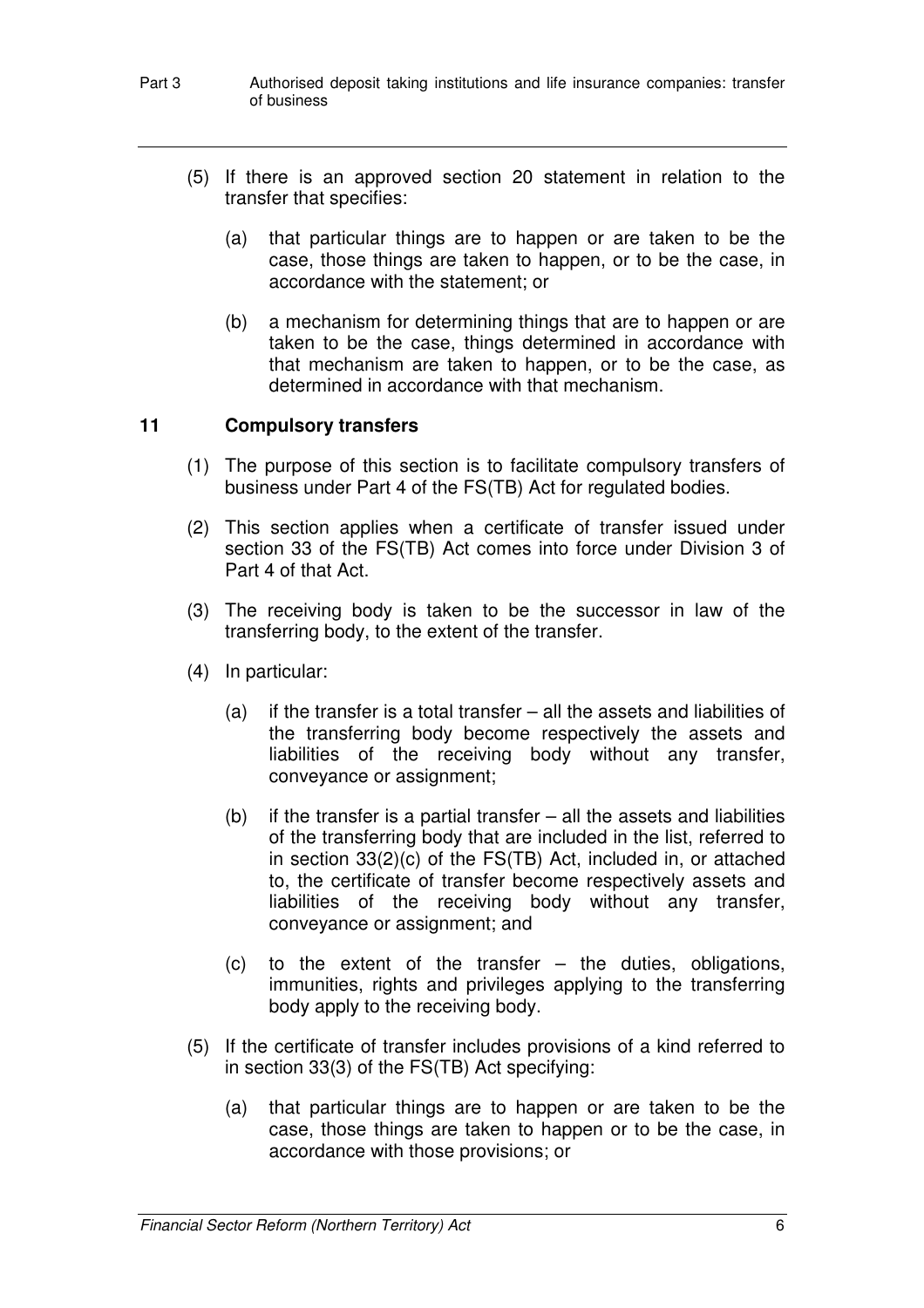(5) If there is an approved section 20 statement in relation to the transfer that specifies:

(a) that particular things are to happen or are taken to be the case, those things are taken to happen, or to be the case, in accordance with the statement; or

(b) a mechanism for determining things that are to happen or are taken to be the case, things determined in accordance with that mechanism are taken to happen, or to be the case, as determined in accordance with that mechanism.

## 11 Compulsory transfers

(1) The purpose of this section is to facilitate compulsory transfers of business under Part 4 of the FS(TB) Act for regulated bodies.

(2) This section applies when a certificate of transfer issued under section 33 of the FS(TB) Act comes into force under Division 3 of Part 4 of that Act.

(3) The receiving body is taken to be the successor in law of the transferring body, to the extent of the transfer.

(4) In particular:

(a) if the transfer is a total transfer – all the assets and liabilities of the transferring body become respectively the assets and liabilities of the receiving body without any transfer, conveyance or assignment;

(b) if the transfer is a partial transfer – all the assets and liabilities of the transferring body that are included in the list, referred to in section 33(2)(c) of the FS(TB) Act, included in, or attached to, the certificate of transfer become respectively assets and liabilities of the receiving body without any transfer, conveyance or assignment; and

(c) to the extent of the transfer – the duties, obligations, immunities, rights and privileges applying to the transferring body apply to the receiving body.

(5) If the certificate of transfer includes provisions of a kind referred to in section 33(3) of the FS(TB) Act specifying:

(a) that particular things are to happen or are taken to be the case, those things are taken to happen or to be the case, in accordance with those provisions; or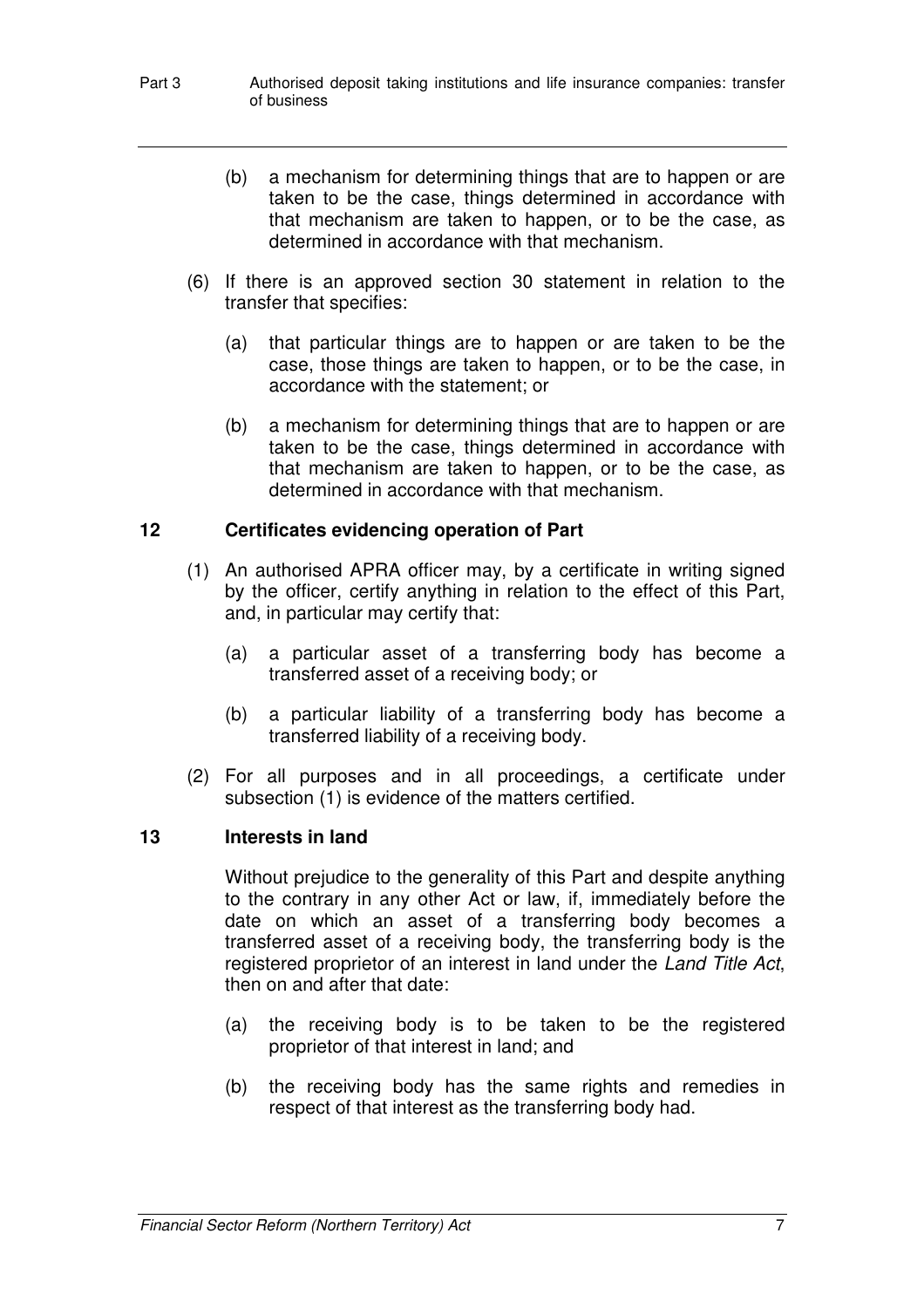(b) a mechanism for determining things that are to happen or are taken to be the case, things determined in accordance with that mechanism are taken to happen, or to be the case, as determined in accordance with that mechanism.

(6) If there is an approved section 30 statement in relation to the transfer that specifies:

(a) that particular things are to happen or are taken to be the case, those things are taken to happen, or to be the case, in accordance with the statement; or

(b) a mechanism for determining things that are to happen or are taken to be the case, things determined in accordance with that mechanism are taken to happen, or to be the case, as determined in accordance with that mechanism.

### 12 Certificates evidencing operation of Part

(1) An authorised APRA officer may, by a certificate in writing signed by the officer, certify anything in relation to the effect of this Part, and, in particular may certify that:

(a) a particular asset of a transferring body has become a transferred asset of a receiving body; or

(b) a particular liability of a transferring body has become a transferred liability of a receiving body.

(2) For all purposes and in all proceedings, a certificate under subsection (1) is evidence of the matters certified.

### 13 Interests in land

Without prejudice to the generality of this Part and despite anything to the contrary in any other Act or law, if, immediately before the date on which an asset of a transferring body becomes a transferred asset of a receiving body, the transferring body is the registered proprietor of an interest in land under the *Land Title Act*, then on and after that date:

(a) the receiving body is to be taken to be the registered proprietor of that interest in land; and

(b) the receiving body has the same rights and remedies in respect of that interest as the transferring body had.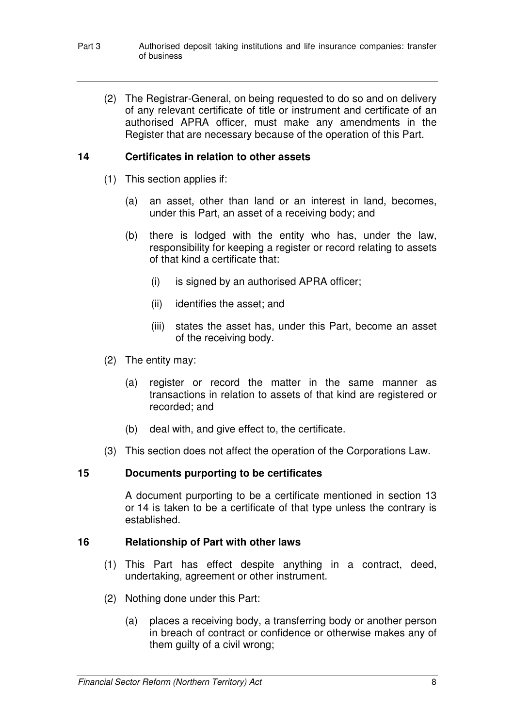(2) The Registrar-General, on being requested to do so and on delivery of any relevant certificate of title or instrument and certificate of an authorised APRA officer, must make any amendments in the Register that are necessary because of the operation of this Part.

### 14 Certificates in relation to other assets

(1) This section applies if:

(a) an asset, other than land or an interest in land, becomes, under this Part, an asset of a receiving body; and

(b) there is lodged with the entity who has, under the law, responsibility for keeping a register or record relating to assets of that kind a certificate that:

(i) is signed by an authorised APRA officer;

(ii) identifies the asset; and

(iii) states the asset has, under this Part, become an asset of the receiving body.

(2) The entity may:

(a) register or record the matter in the same manner as transactions in relation to assets of that kind are registered or recorded; and

(b) deal with, and give effect to, the certificate.

(3) This section does not affect the operation of the Corporations Law.

### 15 Documents purporting to be certificates

A document purporting to be a certificate mentioned in section 13 or 14 is taken to be a certificate of that type unless the contrary is established.

### 16 Relationship of Part with other laws

(1) This Part has effect despite anything in a contract, deed, undertaking, agreement or other instrument.

(2) Nothing done under this Part:

(a) places a receiving body, a transferring body or another person in breach of contract or confidence or otherwise makes any of them guilty of a civil wrong;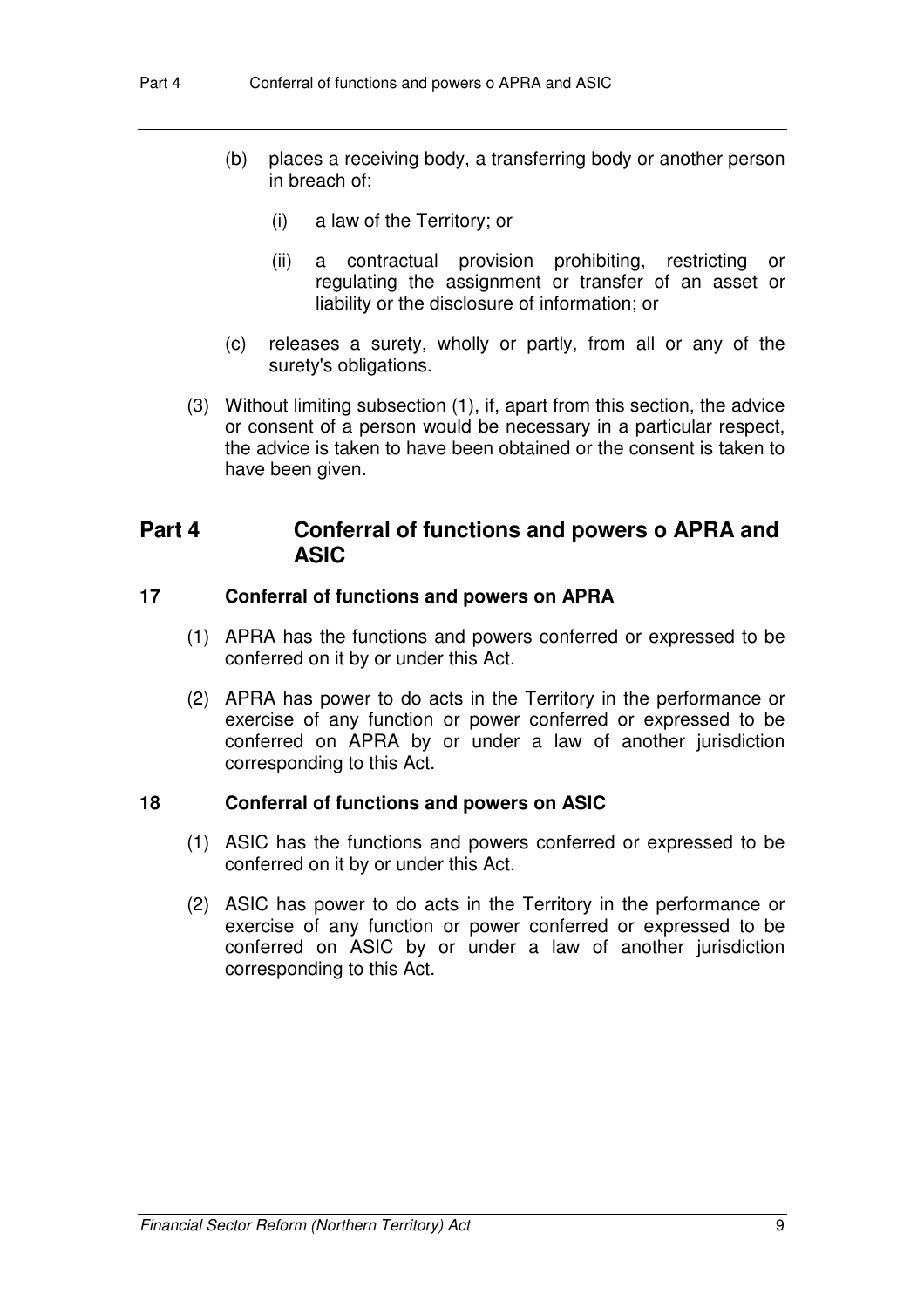(b) places a receiving body, a transferring body or another person in breach of:

(i) a law of the Territory; or

(ii) a contractual provision prohibiting, restricting or regulating the assignment or transfer of an asset or liability or the disclosure of information; or

(c) releases a surety, wholly or partly, from all or any of the surety's obligations.

(3) Without limiting subsection (1), if, apart from this section, the advice or consent of a person would be necessary in a particular respect, the advice is taken to have been obtained or the consent is taken to have been given.

## Part 4 Conferral of functions and powers o APRA and ASIC

### 17 Conferral of functions and powers on APRA

(1) APRA has the functions and powers conferred or expressed to be conferred on it by or under this Act.

(2) APRA has power to do acts in the Territory in the performance or exercise of any function or power conferred or expressed to be conferred on APRA by or under a law of another jurisdiction corresponding to this Act.

### 18 Conferral of functions and powers on ASIC

(1) ASIC has the functions and powers conferred or expressed to be conferred on it by or under this Act.

(2) ASIC has power to do acts in the Territory in the performance or exercise of any function or power conferred or expressed to be conferred on ASIC by or under a law of another jurisdiction corresponding to this Act.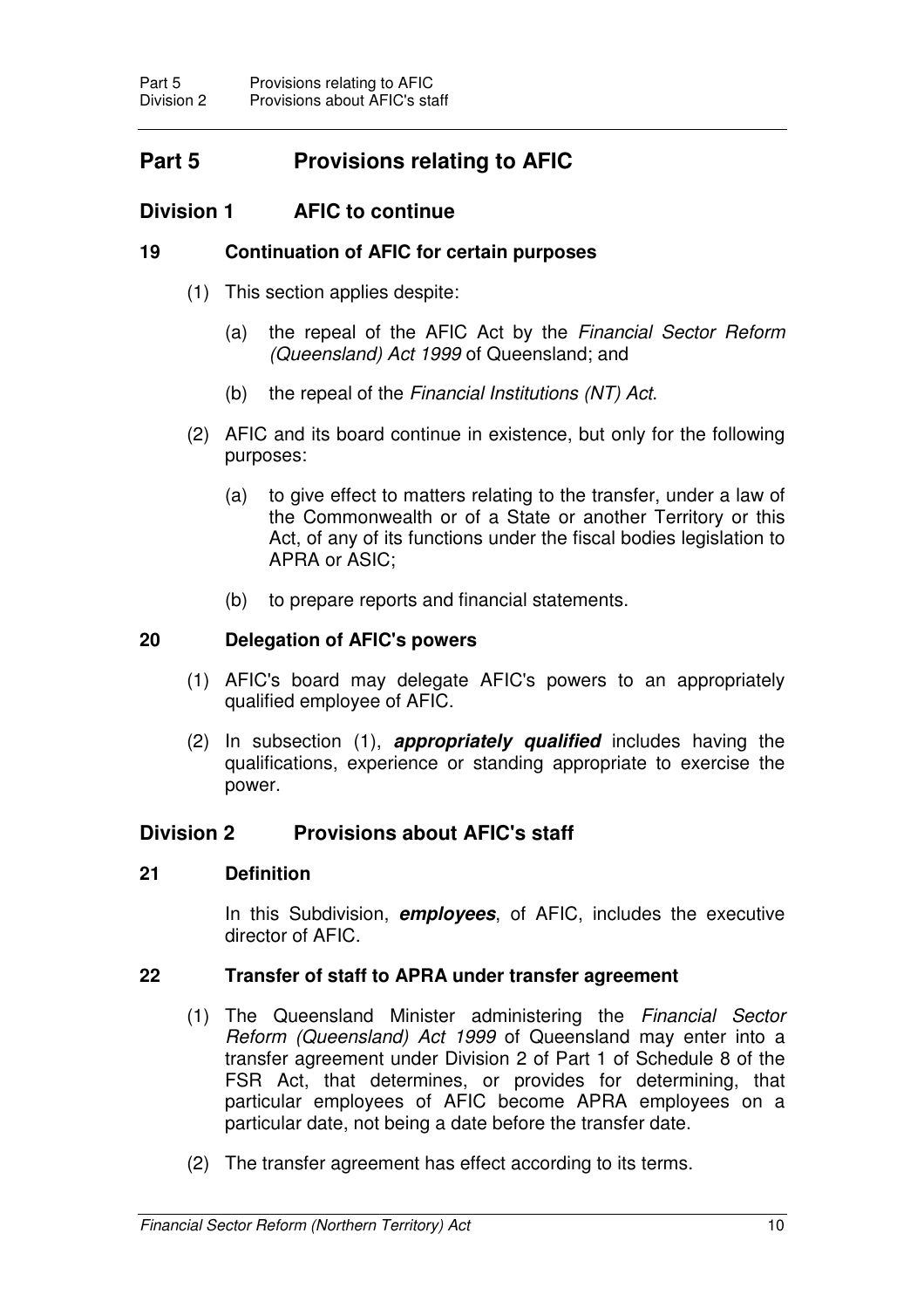# Part 5 Provisions relating to AFIC

## Division 1 AFIC to continue

### 19 Continuation of AFIC for certain purposes

(1) This section applies despite:

(a) the repeal of the AFIC Act by the *Financial Sector Reform (Queensland) Act 1999* of Queensland; and

(b) the repeal of the *Financial Institutions (NT) Act*.

(2) AFIC and its board continue in existence, but only for the following purposes:

(a) to give effect to matters relating to the transfer, under a law of the Commonwealth or of a State or another Territory or this Act, of any of its functions under the fiscal bodies legislation to APRA or ASIC;

(b) to prepare reports and financial statements.

### 20 Delegation of AFIC's powers

(1) AFIC's board may delegate AFIC's powers to an appropriately qualified employee of AFIC.

(2) In subsection (1), ***appropriately qualified*** includes having the qualifications, experience or standing appropriate to exercise the power.

## Division 2 Provisions about AFIC's staff

### 21 Definition

In this Subdivision, ***employees***, of AFIC, includes the executive director of AFIC.

### 22 Transfer of staff to APRA under transfer agreement

(1) The Queensland Minister administering the *Financial Sector Reform (Queensland) Act 1999* of Queensland may enter into a transfer agreement under Division 2 of Part 1 of Schedule 8 of the FSR Act, that determines, or provides for determining, that particular employees of AFIC become APRA employees on a particular date, not being a date before the transfer date.

(2) The transfer agreement has effect according to its terms.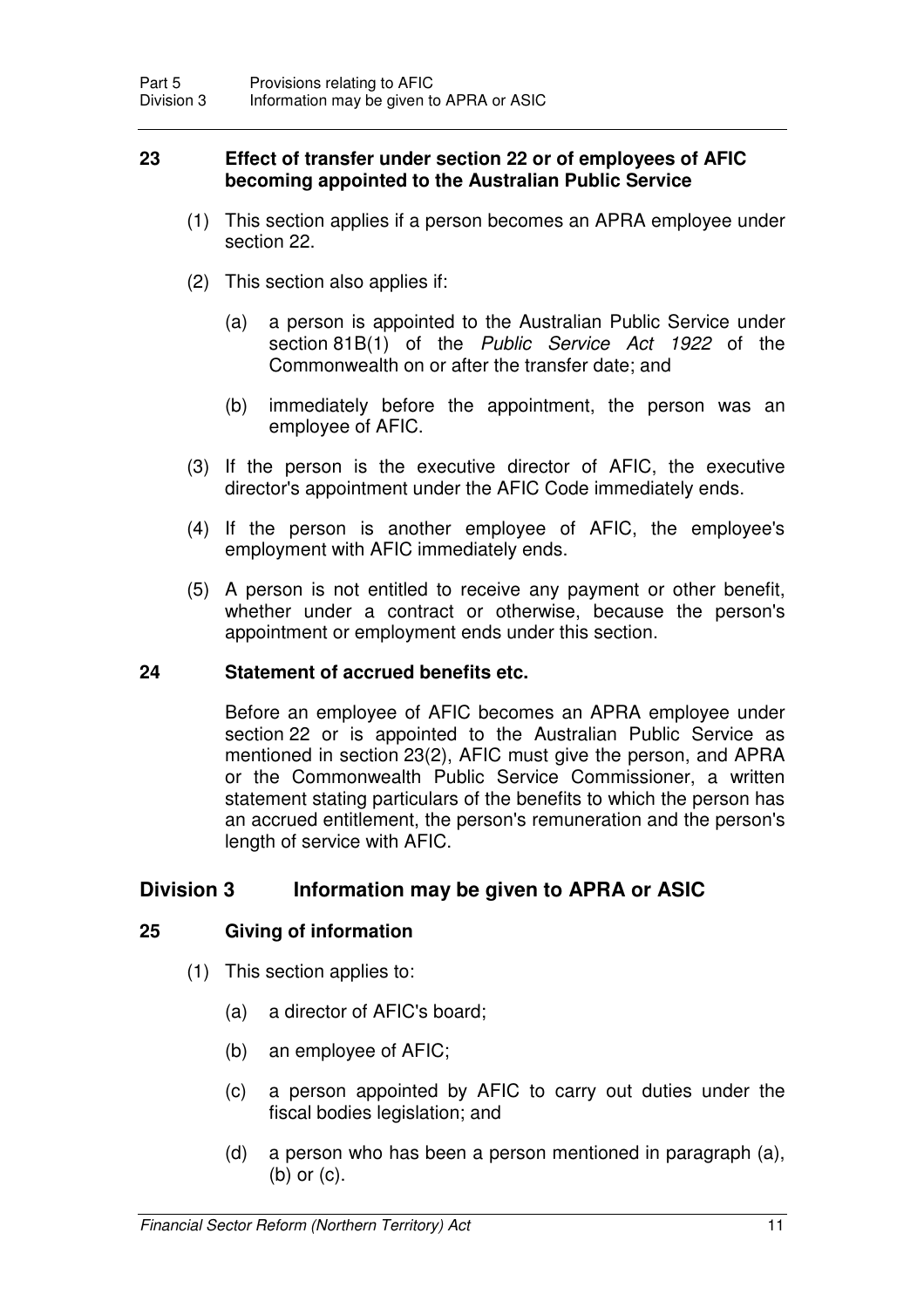### 23 Effect of transfer under section 22 or of employees of AFIC becoming appointed to the Australian Public Service

(1) This section applies if a person becomes an APRA employee under section 22.

(2) This section also applies if:

(a) a person is appointed to the Australian Public Service under section 81B(1) of the *Public Service Act 1922* of the Commonwealth on or after the transfer date; and

(b) immediately before the appointment, the person was an employee of AFIC.

(3) If the person is the executive director of AFIC, the executive director's appointment under the AFIC Code immediately ends.

(4) If the person is another employee of AFIC, the employee's employment with AFIC immediately ends.

(5) A person is not entitled to receive any payment or other benefit, whether under a contract or otherwise, because the person's appointment or employment ends under this section.

### 24 Statement of accrued benefits etc.

Before an employee of AFIC becomes an APRA employee under section 22 or is appointed to the Australian Public Service as mentioned in section 23(2), AFIC must give the person, and APRA or the Commonwealth Public Service Commissioner, a written statement stating particulars of the benefits to which the person has an accrued entitlement, the person's remuneration and the person's length of service with AFIC.

## Division 3 Information may be given to APRA or ASIC

### 25 Giving of information

(1) This section applies to:

(a) a director of AFIC's board;

(b) an employee of AFIC;

(c) a person appointed by AFIC to carry out duties under the fiscal bodies legislation; and

(d) a person who has been a person mentioned in paragraph (a), (b) or (c).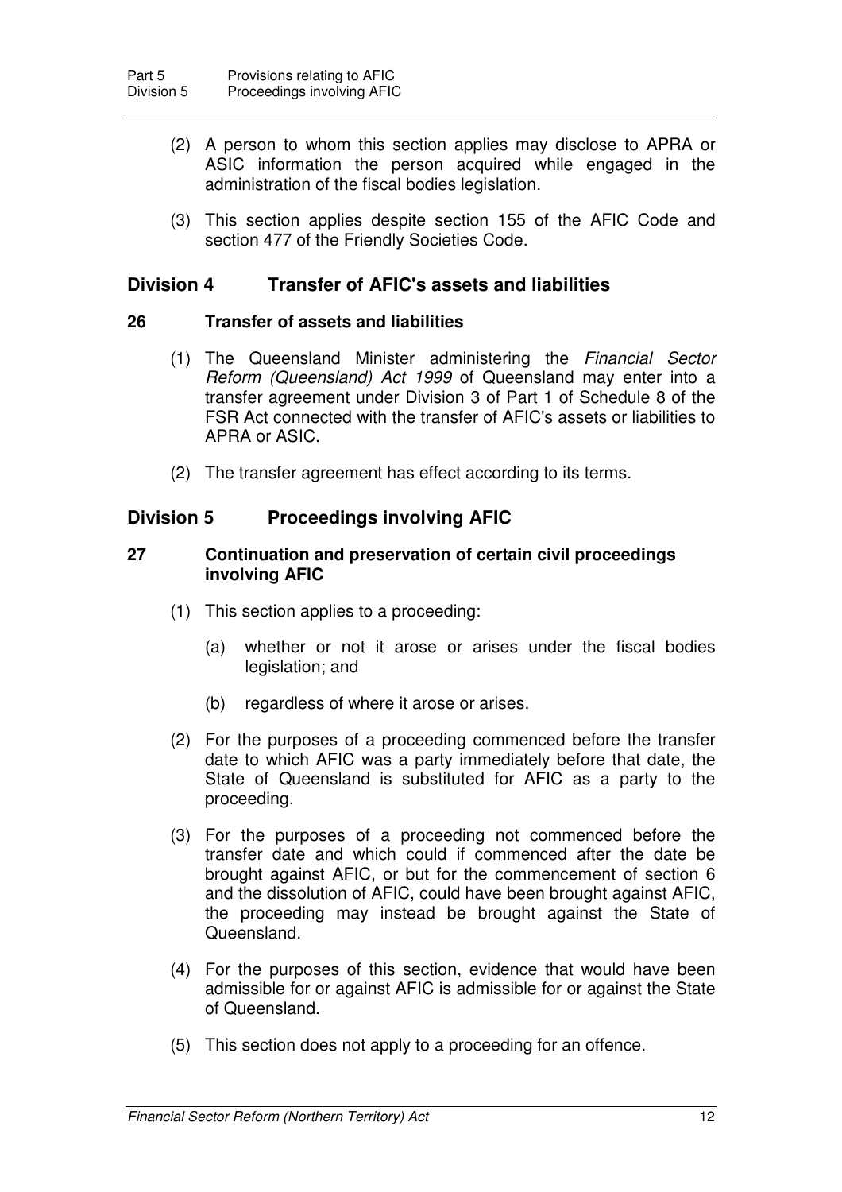(2) A person to whom this section applies may disclose to APRA or ASIC information the person acquired while engaged in the administration of the fiscal bodies legislation.

(3) This section applies despite section 155 of the AFIC Code and section 477 of the Friendly Societies Code.

## Division 4 Transfer of AFIC's assets and liabilities

### 26 Transfer of assets and liabilities

(1) The Queensland Minister administering the *Financial Sector Reform (Queensland) Act 1999* of Queensland may enter into a transfer agreement under Division 3 of Part 1 of Schedule 8 of the FSR Act connected with the transfer of AFIC's assets or liabilities to APRA or ASIC.

(2) The transfer agreement has effect according to its terms.

## Division 5 Proceedings involving AFIC

### 27 Continuation and preservation of certain civil proceedings involving AFIC

(1) This section applies to a proceeding:

(a) whether or not it arose or arises under the fiscal bodies legislation; and

(b) regardless of where it arose or arises.

(2) For the purposes of a proceeding commenced before the transfer date to which AFIC was a party immediately before that date, the State of Queensland is substituted for AFIC as a party to the proceeding.

(3) For the purposes of a proceeding not commenced before the transfer date and which could if commenced after the date be brought against AFIC, or but for the commencement of section 6 and the dissolution of AFIC, could have been brought against AFIC, the proceeding may instead be brought against the State of Queensland.

(4) For the purposes of this section, evidence that would have been admissible for or against AFIC is admissible for or against the State of Queensland.

(5) This section does not apply to a proceeding for an offence.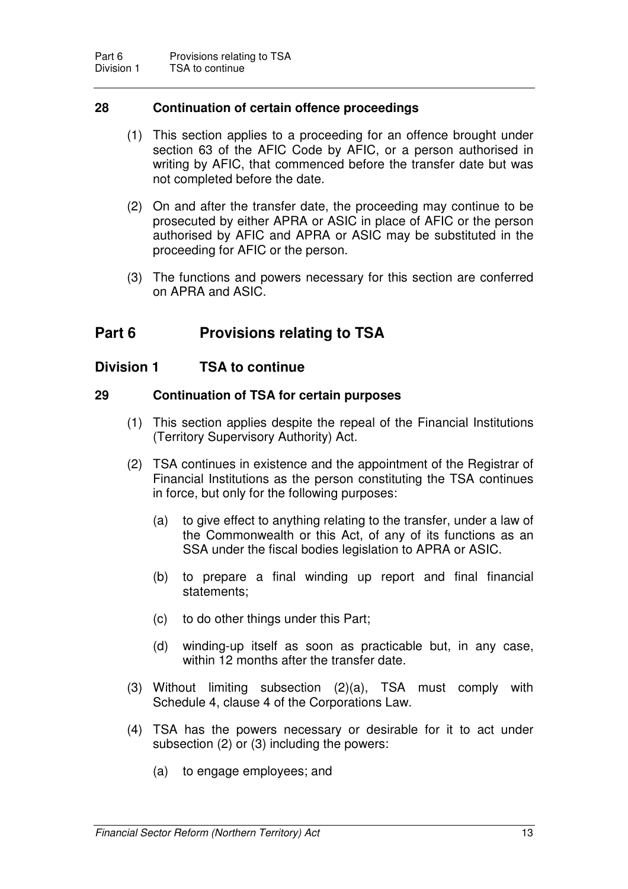### 28 Continuation of certain offence proceedings

(1) This section applies to a proceeding for an offence brought under section 63 of the AFIC Code by AFIC, or a person authorised in writing by AFIC, that commenced before the transfer date but was not completed before the date.

(2) On and after the transfer date, the proceeding may continue to be prosecuted by either APRA or ASIC in place of AFIC or the person authorised by AFIC and APRA or ASIC may be substituted in the proceeding for AFIC or the person.

(3) The functions and powers necessary for this section are conferred on APRA and ASIC.

## Part 6 Provisions relating to TSA

## Division 1 TSA to continue

### 29 Continuation of TSA for certain purposes

(1) This section applies despite the repeal of the Financial Institutions (Territory Supervisory Authority) Act.

(2) TSA continues in existence and the appointment of the Registrar of Financial Institutions as the person constituting the TSA continues in force, but only for the following purposes:

(a) to give effect to anything relating to the transfer, under a law of the Commonwealth or this Act, of any of its functions as an SSA under the fiscal bodies legislation to APRA or ASIC.

(b) to prepare a final winding up report and final financial statements;

(c) to do other things under this Part;

(d) winding-up itself as soon as practicable but, in any case, within 12 months after the transfer date.

(3) Without limiting subsection (2)(a), TSA must comply with Schedule 4, clause 4 of the Corporations Law.

(4) TSA has the powers necessary or desirable for it to act under subsection (2) or (3) including the powers:

(a) to engage employees; and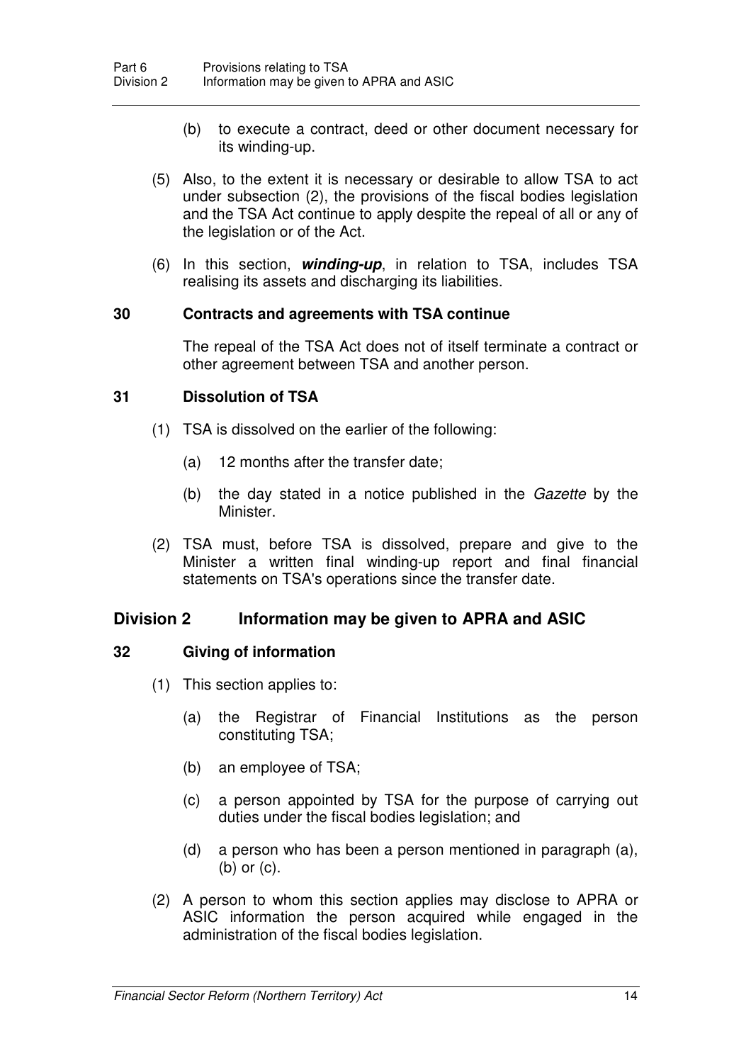(b) to execute a contract, deed or other document necessary for its winding-up.

(5) Also, to the extent it is necessary or desirable to allow TSA to act under subsection (2), the provisions of the fiscal bodies legislation and the TSA Act continue to apply despite the repeal of all or any of the legislation or of the Act.

(6) In this section, ***winding-up***, in relation to TSA, includes TSA realising its assets and discharging its liabilities.

### 30 Contracts and agreements with TSA continue

The repeal of the TSA Act does not of itself terminate a contract or other agreement between TSA and another person.

### 31 Dissolution of TSA

(1) TSA is dissolved on the earlier of the following:

(a) 12 months after the transfer date;

(b) the day stated in a notice published in the *Gazette* by the Minister.

(2) TSA must, before TSA is dissolved, prepare and give to the Minister a written final winding-up report and final financial statements on TSA's operations since the transfer date.

## Division 2 Information may be given to APRA and ASIC

### 32 Giving of information

(1) This section applies to:

(a) the Registrar of Financial Institutions as the person constituting TSA;

(b) an employee of TSA;

(c) a person appointed by TSA for the purpose of carrying out duties under the fiscal bodies legislation; and

(d) a person who has been a person mentioned in paragraph (a), (b) or (c).

(2) A person to whom this section applies may disclose to APRA or ASIC information the person acquired while engaged in the administration of the fiscal bodies legislation.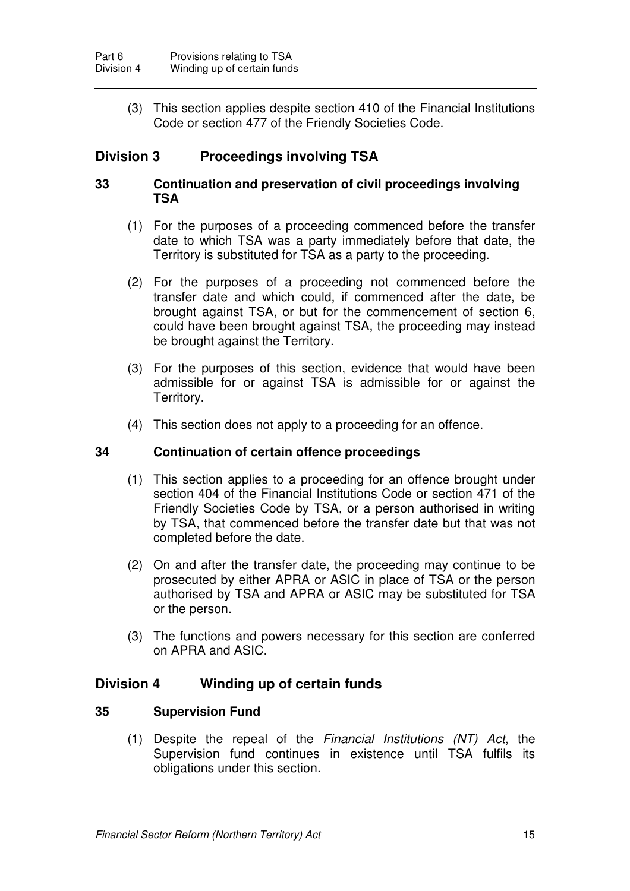(3) This section applies despite section 410 of the Financial Institutions Code or section 477 of the Friendly Societies Code.

## Division 3 Proceedings involving TSA

### 33 Continuation and preservation of civil proceedings involving TSA

(1) For the purposes of a proceeding commenced before the transfer date to which TSA was a party immediately before that date, the Territory is substituted for TSA as a party to the proceeding.

(2) For the purposes of a proceeding not commenced before the transfer date and which could, if commenced after the date, be brought against TSA, or but for the commencement of section 6, could have been brought against TSA, the proceeding may instead be brought against the Territory.

(3) For the purposes of this section, evidence that would have been admissible for or against TSA is admissible for or against the Territory.

(4) This section does not apply to a proceeding for an offence.

### 34 Continuation of certain offence proceedings

(1) This section applies to a proceeding for an offence brought under section 404 of the Financial Institutions Code or section 471 of the Friendly Societies Code by TSA, or a person authorised in writing by TSA, that commenced before the transfer date but that was not completed before the date.

(2) On and after the transfer date, the proceeding may continue to be prosecuted by either APRA or ASIC in place of TSA or the person authorised by TSA and APRA or ASIC may be substituted for TSA or the person.

(3) The functions and powers necessary for this section are conferred on APRA and ASIC.

## Division 4 Winding up of certain funds

### 35 Supervision Fund

(1) Despite the repeal of the *Financial Institutions (NT) Act*, the Supervision fund continues in existence until TSA fulfils its obligations under this section.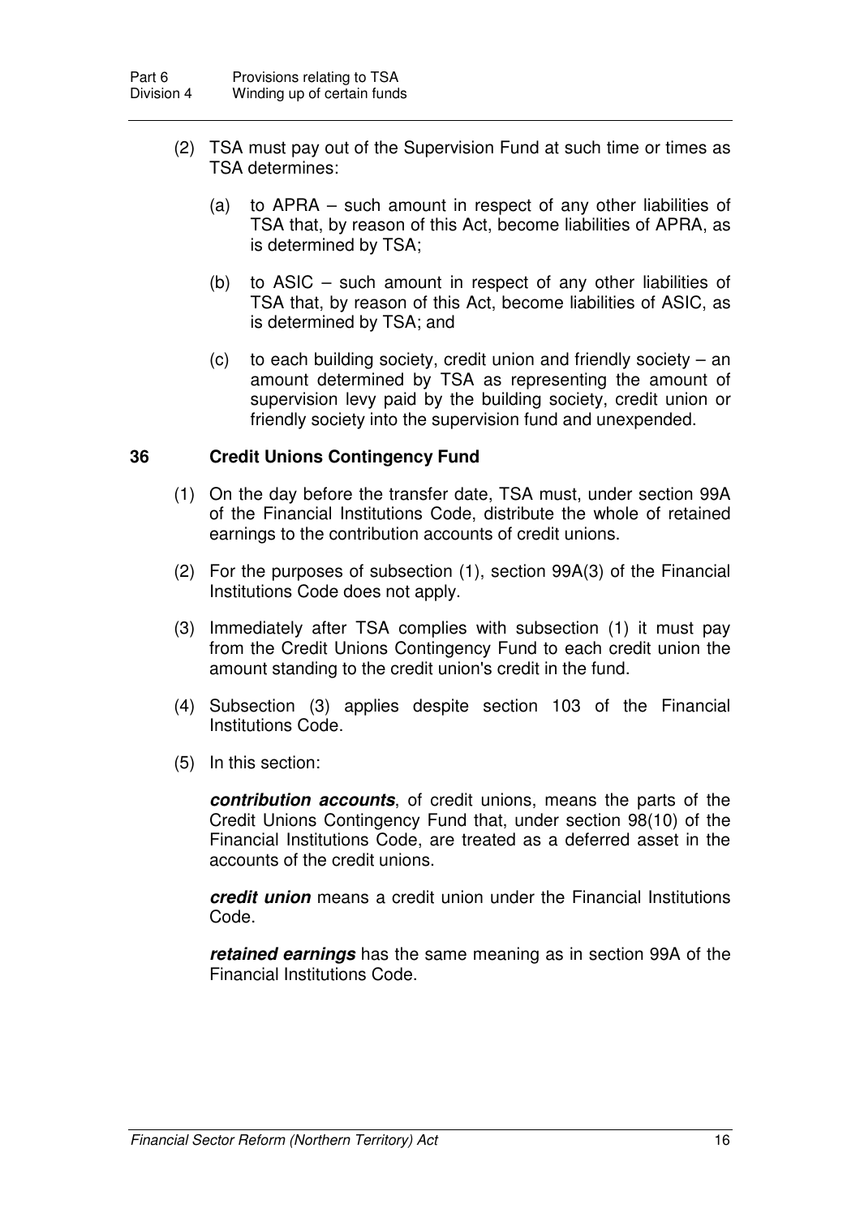(2) TSA must pay out of the Supervision Fund at such time or times as TSA determines:

(a) to APRA – such amount in respect of any other liabilities of TSA that, by reason of this Act, become liabilities of APRA, as is determined by TSA;

(b) to ASIC – such amount in respect of any other liabilities of TSA that, by reason of this Act, become liabilities of ASIC, as is determined by TSA; and

(c) to each building society, credit union and friendly society – an amount determined by TSA as representing the amount of supervision levy paid by the building society, credit union or friendly society into the supervision fund and unexpended.

### 36 Credit Unions Contingency Fund

(1) On the day before the transfer date, TSA must, under section 99A of the Financial Institutions Code, distribute the whole of retained earnings to the contribution accounts of credit unions.

(2) For the purposes of subsection (1), section 99A(3) of the Financial Institutions Code does not apply.

(3) Immediately after TSA complies with subsection (1) it must pay from the Credit Unions Contingency Fund to each credit union the amount standing to the credit union's credit in the fund.

(4) Subsection (3) applies despite section 103 of the Financial Institutions Code.

(5) In this section:

***contribution accounts***, of credit unions, means the parts of the Credit Unions Contingency Fund that, under section 98(10) of the Financial Institutions Code, are treated as a deferred asset in the accounts of the credit unions.

***credit union*** means a credit union under the Financial Institutions Code.

***retained earnings*** has the same meaning as in section 99A of the Financial Institutions Code.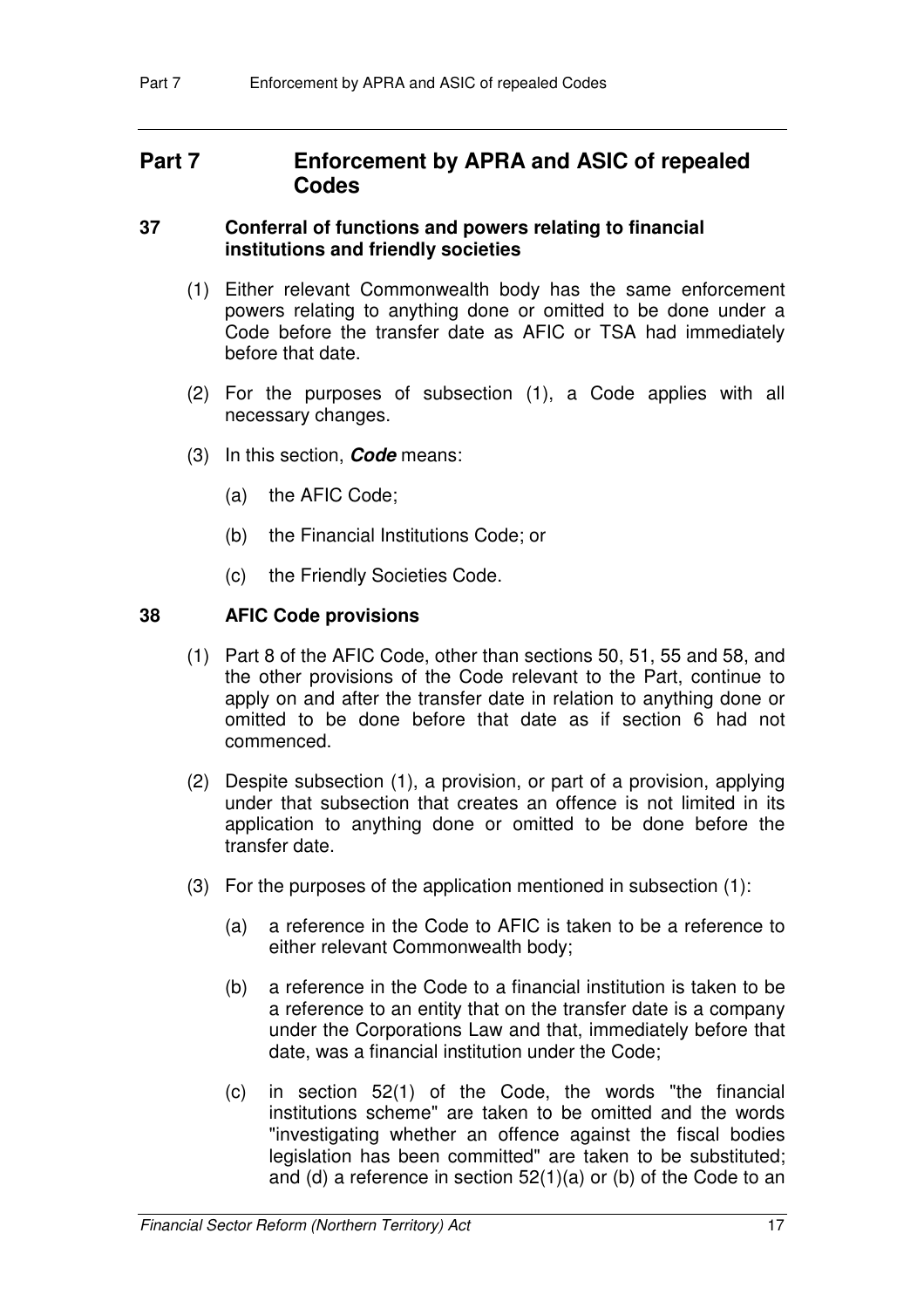## Part 7 Enforcement by APRA and ASIC of repealed Codes

### 37 Conferral of functions and powers relating to financial institutions and friendly societies

(1) Either relevant Commonwealth body has the same enforcement powers relating to anything done or omitted to be done under a Code before the transfer date as AFIC or TSA had immediately before that date.

(2) For the purposes of subsection (1), a Code applies with all necessary changes.

(3) In this section, ***Code*** means:

(a) the AFIC Code;

(b) the Financial Institutions Code; or

(c) the Friendly Societies Code.

### 38 AFIC Code provisions

(1) Part 8 of the AFIC Code, other than sections 50, 51, 55 and 58, and the other provisions of the Code relevant to the Part, continue to apply on and after the transfer date in relation to anything done or omitted to be done before that date as if section 6 had not commenced.

(2) Despite subsection (1), a provision, or part of a provision, applying under that subsection that creates an offence is not limited in its application to anything done or omitted to be done before the transfer date.

(3) For the purposes of the application mentioned in subsection (1):

(a) a reference in the Code to AFIC is taken to be a reference to either relevant Commonwealth body;

(b) a reference in the Code to a financial institution is taken to be a reference to an entity that on the transfer date is a company under the Corporations Law and that, immediately before that date, was a financial institution under the Code;

(c) in section 52(1) of the Code, the words "the financial institutions scheme" are taken to be omitted and the words "investigating whether an offence against the fiscal bodies legislation has been committed" are taken to be substituted; and (d) a reference in section 52(1)(a) or (b) of the Code to an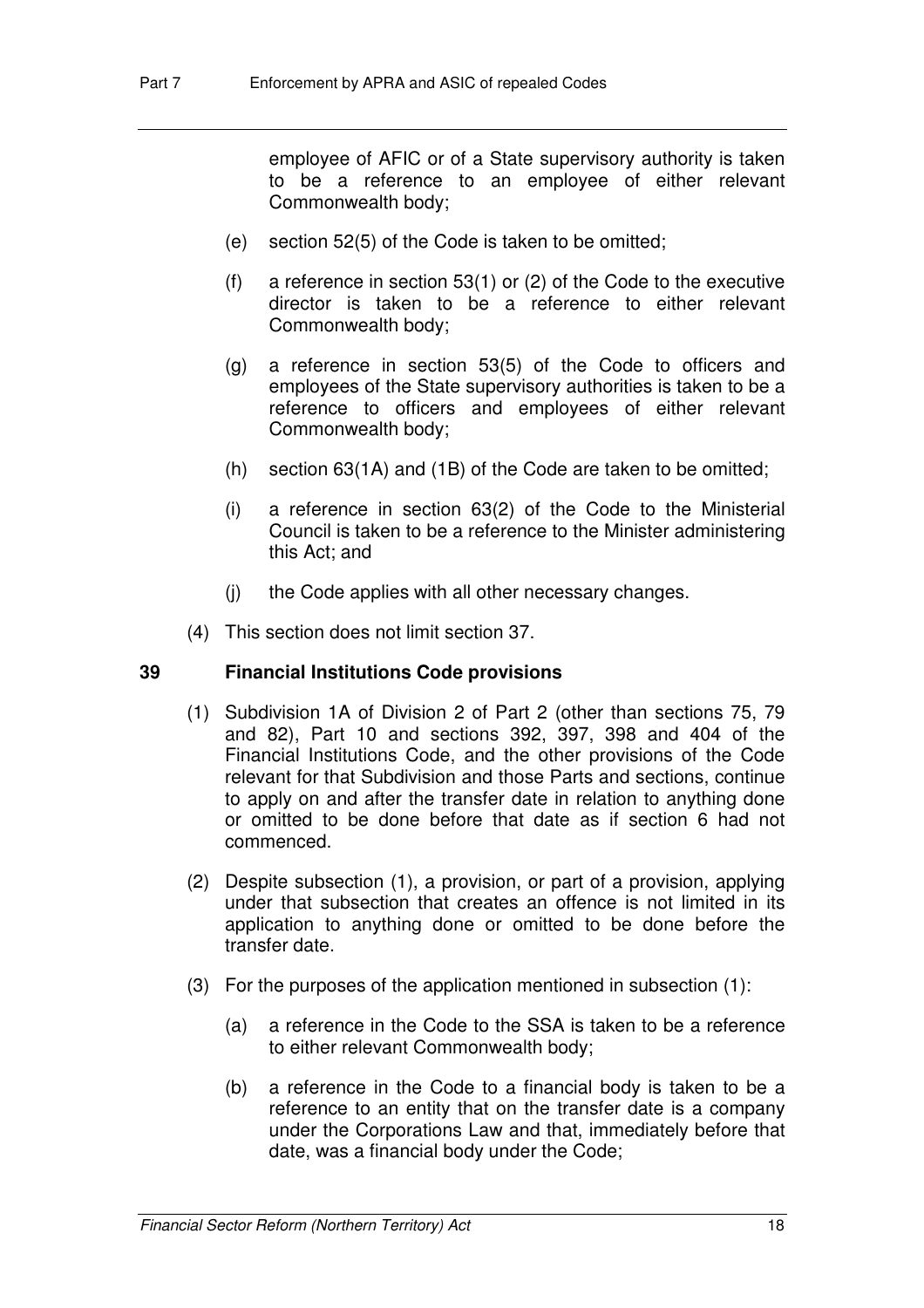employee of AFIC or of a State supervisory authority is taken to be a reference to an employee of either relevant Commonwealth body;

(e) section 52(5) of the Code is taken to be omitted;

(f) a reference in section 53(1) or (2) of the Code to the executive director is taken to be a reference to either relevant Commonwealth body;

(g) a reference in section 53(5) of the Code to officers and employees of the State supervisory authorities is taken to be a reference to officers and employees of either relevant Commonwealth body;

(h) section 63(1A) and (1B) of the Code are taken to be omitted;

(i) a reference in section 63(2) of the Code to the Ministerial Council is taken to be a reference to the Minister administering this Act; and

(j) the Code applies with all other necessary changes.

(4) This section does not limit section 37.

### 39 Financial Institutions Code provisions

(1) Subdivision 1A of Division 2 of Part 2 (other than sections 75, 79 and 82), Part 10 and sections 392, 397, 398 and 404 of the Financial Institutions Code, and the other provisions of the Code relevant for that Subdivision and those Parts and sections, continue to apply on and after the transfer date in relation to anything done or omitted to be done before that date as if section 6 had not commenced.

(2) Despite subsection (1), a provision, or part of a provision, applying under that subsection that creates an offence is not limited in its application to anything done or omitted to be done before the transfer date.

(3) For the purposes of the application mentioned in subsection (1):

(a) a reference in the Code to the SSA is taken to be a reference to either relevant Commonwealth body;

(b) a reference in the Code to a financial body is taken to be a reference to an entity that on the transfer date is a company under the Corporations Law and that, immediately before that date, was a financial body under the Code;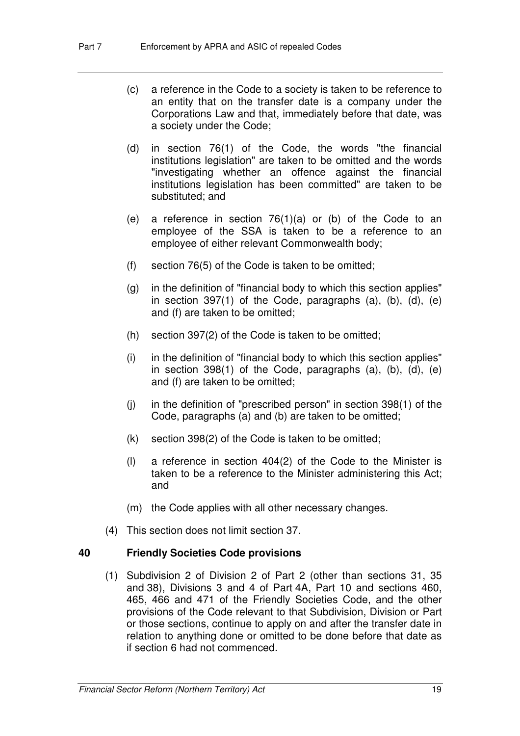(c) a reference in the Code to a society is taken to be reference to an entity that on the transfer date is a company under the Corporations Law and that, immediately before that date, was a society under the Code;

(d) in section 76(1) of the Code, the words "the financial institutions legislation" are taken to be omitted and the words "investigating whether an offence against the financial institutions legislation has been committed" are taken to be substituted; and

(e) a reference in section 76(1)(a) or (b) of the Code to an employee of the SSA is taken to be a reference to an employee of either relevant Commonwealth body;

(f) section 76(5) of the Code is taken to be omitted;

(g) in the definition of "financial body to which this section applies" in section 397(1) of the Code, paragraphs (a), (b), (d), (e) and (f) are taken to be omitted;

(h) section 397(2) of the Code is taken to be omitted;

(i) in the definition of "financial body to which this section applies" in section 398(1) of the Code, paragraphs (a), (b), (d), (e) and (f) are taken to be omitted;

(j) in the definition of "prescribed person" in section 398(1) of the Code, paragraphs (a) and (b) are taken to be omitted;

(k) section 398(2) of the Code is taken to be omitted;

(l) a reference in section 404(2) of the Code to the Minister is taken to be a reference to the Minister administering this Act; and

(m) the Code applies with all other necessary changes.

(4) This section does not limit section 37.

**40 Friendly Societies Code provisions**

(1) Subdivision 2 of Division 2 of Part 2 (other than sections 31, 35 and 38), Divisions 3 and 4 of Part 4A, Part 10 and sections 460, 465, 466 and 471 of the Friendly Societies Code, and the other provisions of the Code relevant to that Subdivision, Division or Part or those sections, continue to apply on and after the transfer date in relation to anything done or omitted to be done before that date as if section 6 had not commenced.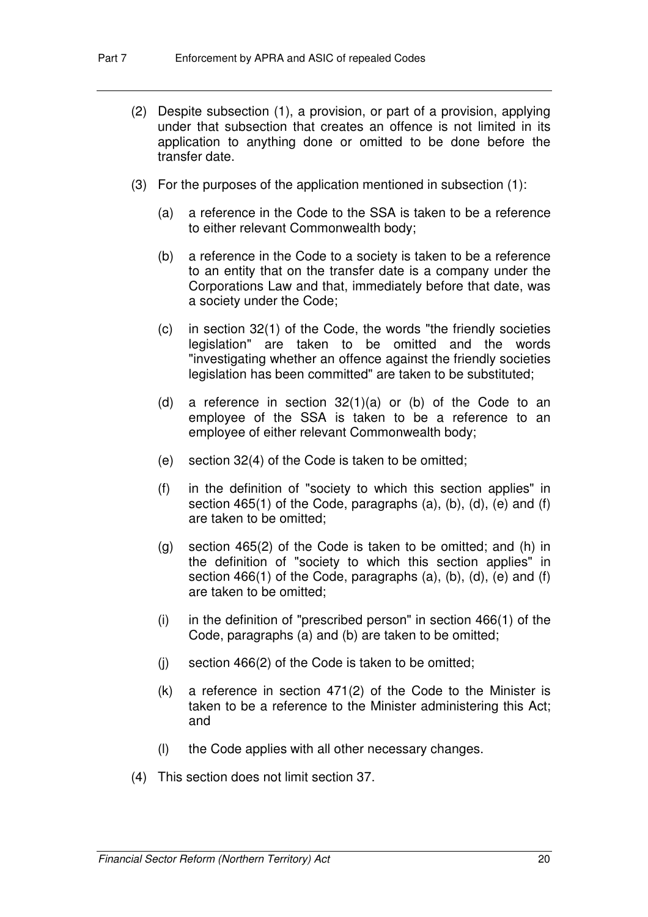(2) Despite subsection (1), a provision, or part of a provision, applying under that subsection that creates an offence is not limited in its application to anything done or omitted to be done before the transfer date.

(3) For the purposes of the application mentioned in subsection (1):

(a) a reference in the Code to the SSA is taken to be a reference to either relevant Commonwealth body;

(b) a reference in the Code to a society is taken to be a reference to an entity that on the transfer date is a company under the Corporations Law and that, immediately before that date, was a society under the Code;

(c) in section 32(1) of the Code, the words "the friendly societies legislation" are taken to be omitted and the words "investigating whether an offence against the friendly societies legislation has been committed" are taken to be substituted;

(d) a reference in section 32(1)(a) or (b) of the Code to an employee of the SSA is taken to be a reference to an employee of either relevant Commonwealth body;

(e) section 32(4) of the Code is taken to be omitted;

(f) in the definition of "society to which this section applies" in section 465(1) of the Code, paragraphs (a), (b), (d), (e) and (f) are taken to be omitted;

(g) section 465(2) of the Code is taken to be omitted; and (h) in the definition of "society to which this section applies" in section 466(1) of the Code, paragraphs (a), (b), (d), (e) and (f) are taken to be omitted;

(i) in the definition of "prescribed person" in section 466(1) of the Code, paragraphs (a) and (b) are taken to be omitted;

(j) section 466(2) of the Code is taken to be omitted;

(k) a reference in section 471(2) of the Code to the Minister is taken to be a reference to the Minister administering this Act; and

(l) the Code applies with all other necessary changes.

(4) This section does not limit section 37.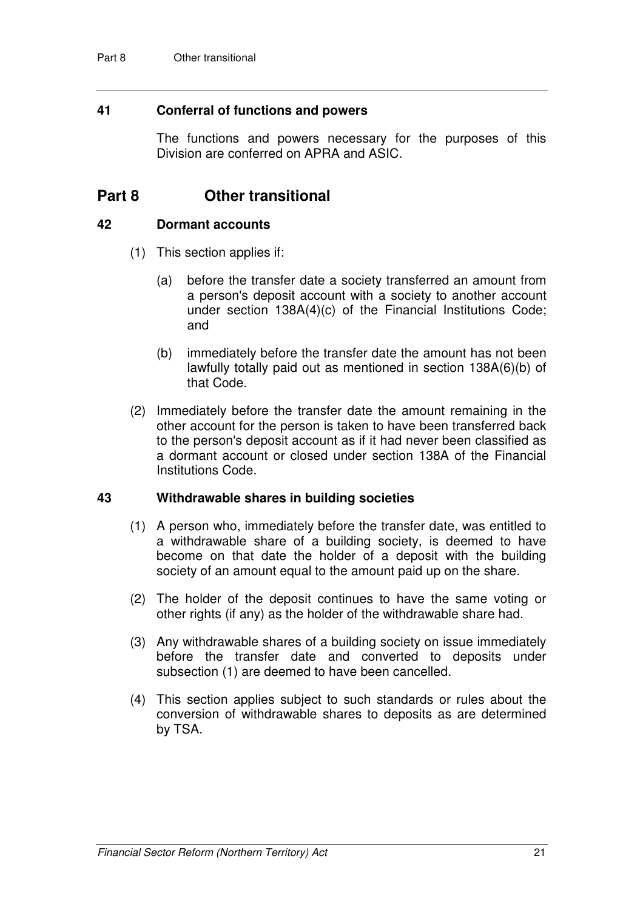### 41 Conferral of functions and powers

The functions and powers necessary for the purposes of this Division are conferred on APRA and ASIC.

## Part 8 Other transitional

### 42 Dormant accounts

(1) This section applies if:

(a) before the transfer date a society transferred an amount from a person's deposit account with a society to another account under section 138A(4)(c) of the Financial Institutions Code; and

(b) immediately before the transfer date the amount has not been lawfully totally paid out as mentioned in section 138A(6)(b) of that Code.

(2) Immediately before the transfer date the amount remaining in the other account for the person is taken to have been transferred back to the person's deposit account as if it had never been classified as a dormant account or closed under section 138A of the Financial Institutions Code.

### 43 Withdrawable shares in building societies

(1) A person who, immediately before the transfer date, was entitled to a withdrawable share of a building society, is deemed to have become on that date the holder of a deposit with the building society of an amount equal to the amount paid up on the share.

(2) The holder of the deposit continues to have the same voting or other rights (if any) as the holder of the withdrawable share had.

(3) Any withdrawable shares of a building society on issue immediately before the transfer date and converted to deposits under subsection (1) are deemed to have been cancelled.

(4) This section applies subject to such standards or rules about the conversion of withdrawable shares to deposits as are determined by TSA.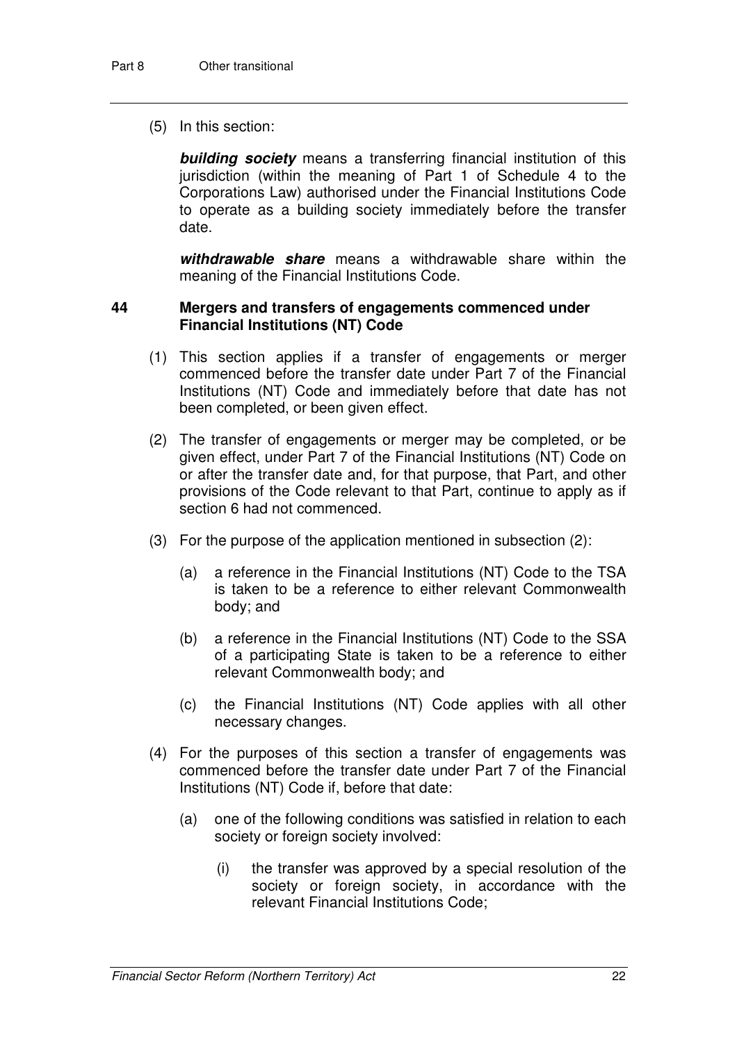(5) In this section:

***building society*** means a transferring financial institution of this jurisdiction (within the meaning of Part 1 of Schedule 4 to the Corporations Law) authorised under the Financial Institutions Code to operate as a building society immediately before the transfer date.

***withdrawable share*** means a withdrawable share within the meaning of the Financial Institutions Code.

### 44 Mergers and transfers of engagements commenced under Financial Institutions (NT) Code

(1) This section applies if a transfer of engagements or merger commenced before the transfer date under Part 7 of the Financial Institutions (NT) Code and immediately before that date has not been completed, or been given effect.

(2) The transfer of engagements or merger may be completed, or be given effect, under Part 7 of the Financial Institutions (NT) Code on or after the transfer date and, for that purpose, that Part, and other provisions of the Code relevant to that Part, continue to apply as if section 6 had not commenced.

(3) For the purpose of the application mentioned in subsection (2):

- (a) a reference in the Financial Institutions (NT) Code to the TSA is taken to be a reference to either relevant Commonwealth body; and
- (b) a reference in the Financial Institutions (NT) Code to the SSA of a participating State is taken to be a reference to either relevant Commonwealth body; and
- (c) the Financial Institutions (NT) Code applies with all other necessary changes.

(4) For the purposes of this section a transfer of engagements was commenced before the transfer date under Part 7 of the Financial Institutions (NT) Code if, before that date:

- (a) one of the following conditions was satisfied in relation to each society or foreign society involved:
  - (i) the transfer was approved by a special resolution of the society or foreign society, in accordance with the relevant Financial Institutions Code;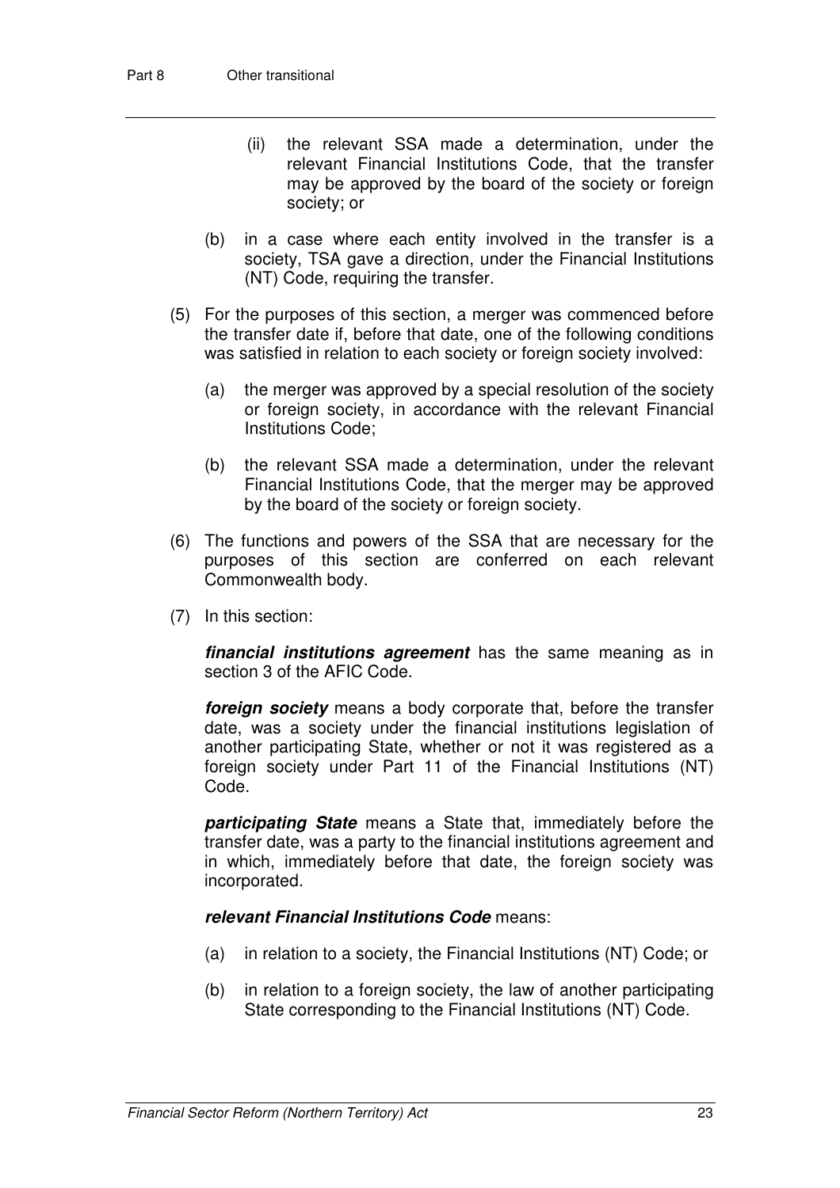(ii) the relevant SSA made a determination, under the relevant Financial Institutions Code, that the transfer may be approved by the board of the society or foreign society; or

(b) in a case where each entity involved in the transfer is a society, TSA gave a direction, under the Financial Institutions (NT) Code, requiring the transfer.

(5) For the purposes of this section, a merger was commenced before the transfer date if, before that date, one of the following conditions was satisfied in relation to each society or foreign society involved:

(a) the merger was approved by a special resolution of the society or foreign society, in accordance with the relevant Financial Institutions Code;

(b) the relevant SSA made a determination, under the relevant Financial Institutions Code, that the merger may be approved by the board of the society or foreign society.

(6) The functions and powers of the SSA that are necessary for the purposes of this section are conferred on each relevant Commonwealth body.

(7) In this section:

***financial institutions agreement*** has the same meaning as in section 3 of the AFIC Code.

***foreign society*** means a body corporate that, before the transfer date, was a society under the financial institutions legislation of another participating State, whether or not it was registered as a foreign society under Part 11 of the Financial Institutions (NT) Code.

***participating State*** means a State that, immediately before the transfer date, was a party to the financial institutions agreement and in which, immediately before that date, the foreign society was incorporated.

***relevant Financial Institutions Code*** means:

(a) in relation to a society, the Financial Institutions (NT) Code; or

(b) in relation to a foreign society, the law of another participating State corresponding to the Financial Institutions (NT) Code.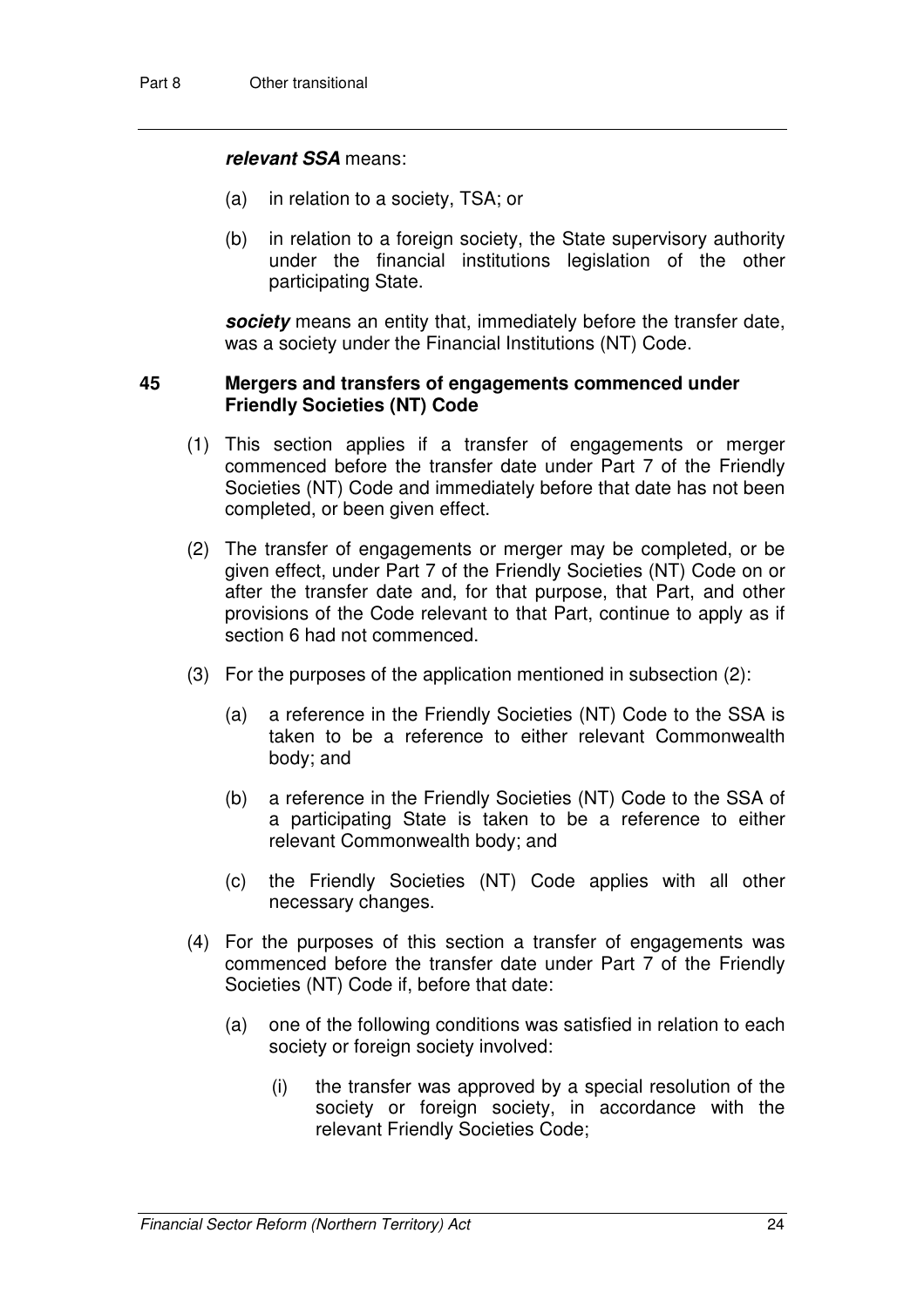***relevant SSA*** means:

(a) in relation to a society, TSA; or

(b) in relation to a foreign society, the State supervisory authority under the financial institutions legislation of the other participating State.

***society*** means an entity that, immediately before the transfer date, was a society under the Financial Institutions (NT) Code.

### 45 Mergers and transfers of engagements commenced under Friendly Societies (NT) Code

(1) This section applies if a transfer of engagements or merger commenced before the transfer date under Part 7 of the Friendly Societies (NT) Code and immediately before that date has not been completed, or been given effect.

(2) The transfer of engagements or merger may be completed, or be given effect, under Part 7 of the Friendly Societies (NT) Code on or after the transfer date and, for that purpose, that Part, and other provisions of the Code relevant to that Part, continue to apply as if section 6 had not commenced.

(3) For the purposes of the application mentioned in subsection (2):

(a) a reference in the Friendly Societies (NT) Code to the SSA is taken to be a reference to either relevant Commonwealth body; and

(b) a reference in the Friendly Societies (NT) Code to the SSA of a participating State is taken to be a reference to either relevant Commonwealth body; and

(c) the Friendly Societies (NT) Code applies with all other necessary changes.

(4) For the purposes of this section a transfer of engagements was commenced before the transfer date under Part 7 of the Friendly Societies (NT) Code if, before that date:

(a) one of the following conditions was satisfied in relation to each society or foreign society involved:

(i) the transfer was approved by a special resolution of the society or foreign society, in accordance with the relevant Friendly Societies Code;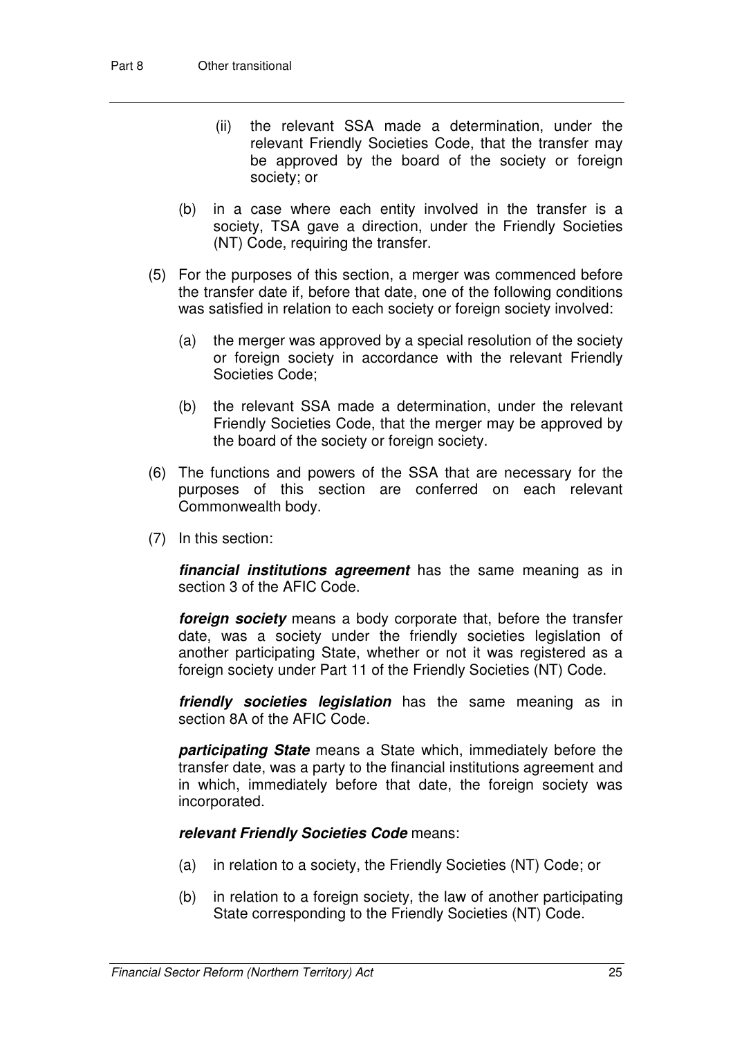(ii) the relevant SSA made a determination, under the relevant Friendly Societies Code, that the transfer may be approved by the board of the society or foreign society; or

(b) in a case where each entity involved in the transfer is a society, TSA gave a direction, under the Friendly Societies (NT) Code, requiring the transfer.

(5) For the purposes of this section, a merger was commenced before the transfer date if, before that date, one of the following conditions was satisfied in relation to each society or foreign society involved:

(a) the merger was approved by a special resolution of the society or foreign society in accordance with the relevant Friendly Societies Code;

(b) the relevant SSA made a determination, under the relevant Friendly Societies Code, that the merger may be approved by the board of the society or foreign society.

(6) The functions and powers of the SSA that are necessary for the purposes of this section are conferred on each relevant Commonwealth body.

(7) In this section:

***financial institutions agreement*** has the same meaning as in section 3 of the AFIC Code.

***foreign society*** means a body corporate that, before the transfer date, was a society under the friendly societies legislation of another participating State, whether or not it was registered as a foreign society under Part 11 of the Friendly Societies (NT) Code.

***friendly societies legislation*** has the same meaning as in section 8A of the AFIC Code.

***participating State*** means a State which, immediately before the transfer date, was a party to the financial institutions agreement and in which, immediately before that date, the foreign society was incorporated.

***relevant Friendly Societies Code*** means:

(a) in relation to a society, the Friendly Societies (NT) Code; or

(b) in relation to a foreign society, the law of another participating State corresponding to the Friendly Societies (NT) Code.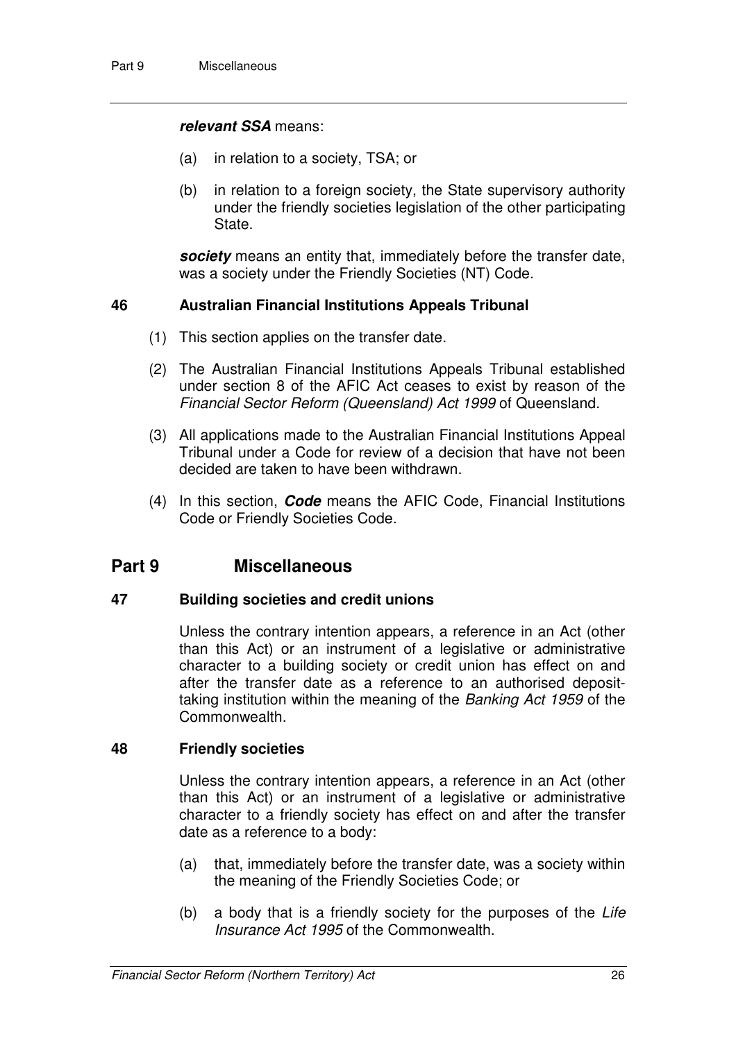***relevant SSA*** means:

- (a) in relation to a society, TSA; or
- (b) in relation to a foreign society, the State supervisory authority under the friendly societies legislation of the other participating State.

***society*** means an entity that, immediately before the transfer date, was a society under the Friendly Societies (NT) Code.

### 46 Australian Financial Institutions Appeals Tribunal

(1) This section applies on the transfer date.

(2) The Australian Financial Institutions Appeals Tribunal established under section 8 of the AFIC Act ceases to exist by reason of the *Financial Sector Reform (Queensland) Act 1999* of Queensland.

(3) All applications made to the Australian Financial Institutions Appeal Tribunal under a Code for review of a decision that have not been decided are taken to have been withdrawn.

(4) In this section, ***Code*** means the AFIC Code, Financial Institutions Code or Friendly Societies Code.

## Part 9 Miscellaneous

### 47 Building societies and credit unions

Unless the contrary intention appears, a reference in an Act (other than this Act) or an instrument of a legislative or administrative character to a building society or credit union has effect on and after the transfer date as a reference to an authorised deposit-taking institution within the meaning of the *Banking Act 1959* of the Commonwealth.

### 48 Friendly societies

Unless the contrary intention appears, a reference in an Act (other than this Act) or an instrument of a legislative or administrative character to a friendly society has effect on and after the transfer date as a reference to a body:

- (a) that, immediately before the transfer date, was a society within the meaning of the Friendly Societies Code; or
- (b) a body that is a friendly society for the purposes of the *Life Insurance Act 1995* of the Commonwealth.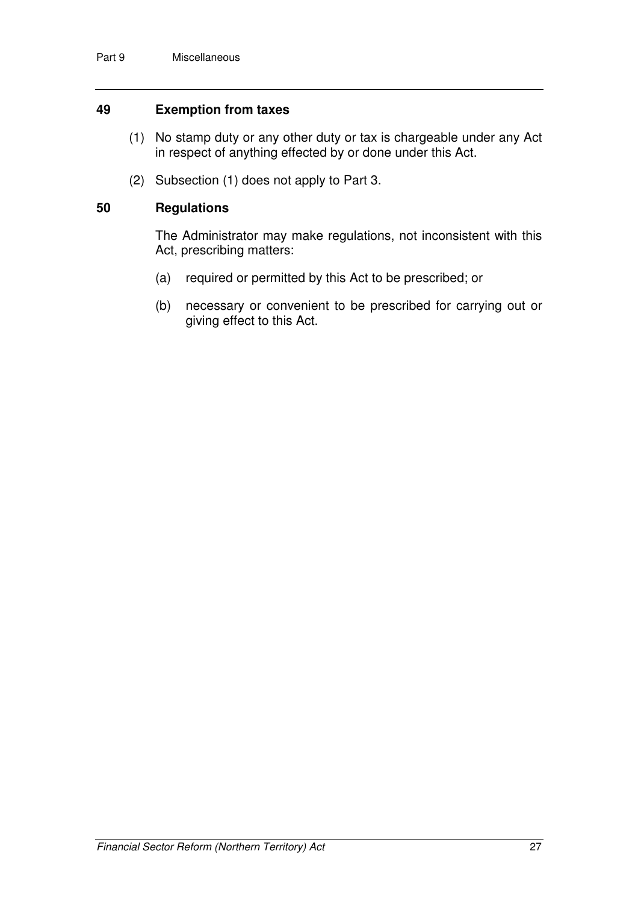### 49 Exemption from taxes

(1) No stamp duty or any other duty or tax is chargeable under any Act in respect of anything effected by or done under this Act.

(2) Subsection (1) does not apply to Part 3.

### 50 Regulations

The Administrator may make regulations, not inconsistent with this Act, prescribing matters:

(a) required or permitted by this Act to be prescribed; or

(b) necessary or convenient to be prescribed for carrying out or giving effect to this Act.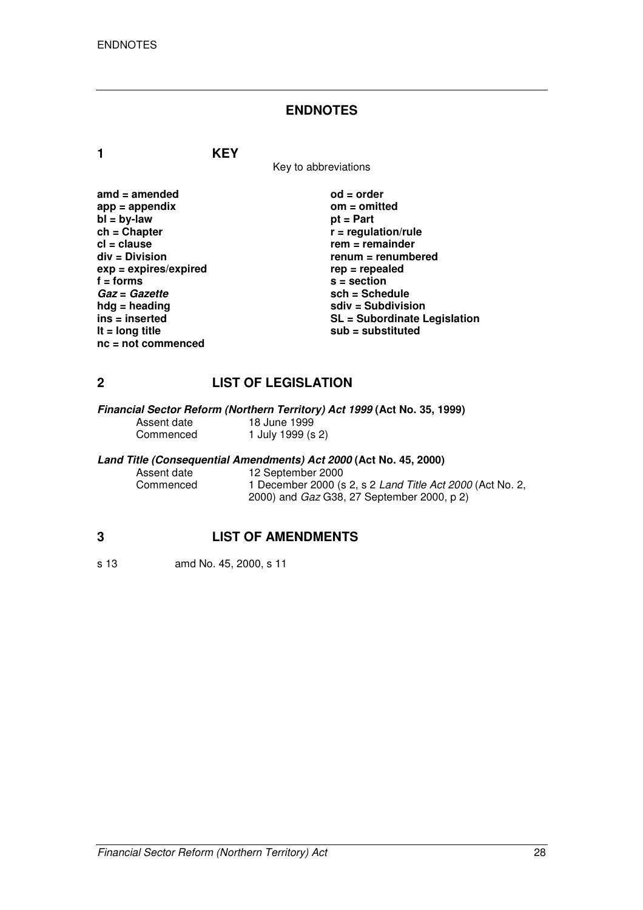# ENDNOTES

## 1 KEY

Key to abbreviations

**amd = amended**
**app = appendix**
**bl = by-law**
**ch = Chapter**
**cl = clause**
**div = Division**
**exp = expires/expired**
**f = forms**
***Gaz* = *Gazette***
**hdg = heading**
**ins = inserted**
**lt = long title**
**nc = not commenced**
**od = order**
**om = omitted**
**pt = Part**
**r = regulation/rule**
**rem = remainder**
**renum = renumbered**
**rep = repealed**
**s = section**
**sch = Schedule**
**sdiv = Subdivision**
**SL = Subordinate Legislation**
**sub = substituted**

## 2 LIST OF LEGISLATION

***Financial Sector Reform (Northern Territory) Act 1999* (Act No. 35, 1999)**

Assent date 18 June 1999
Commenced 1 July 1999 (s 2)

***Land Title (Consequential Amendments) Act 2000* (Act No. 45, 2000)**

Assent date 12 September 2000
Commenced 1 December 2000 (s 2, s 2 *Land Title Act 2000* (Act No. 2, 2000) and *Gaz* G38, 27 September 2000, p 2)

## 3 LIST OF AMENDMENTS

s 13 amd No. 45, 2000, s 11